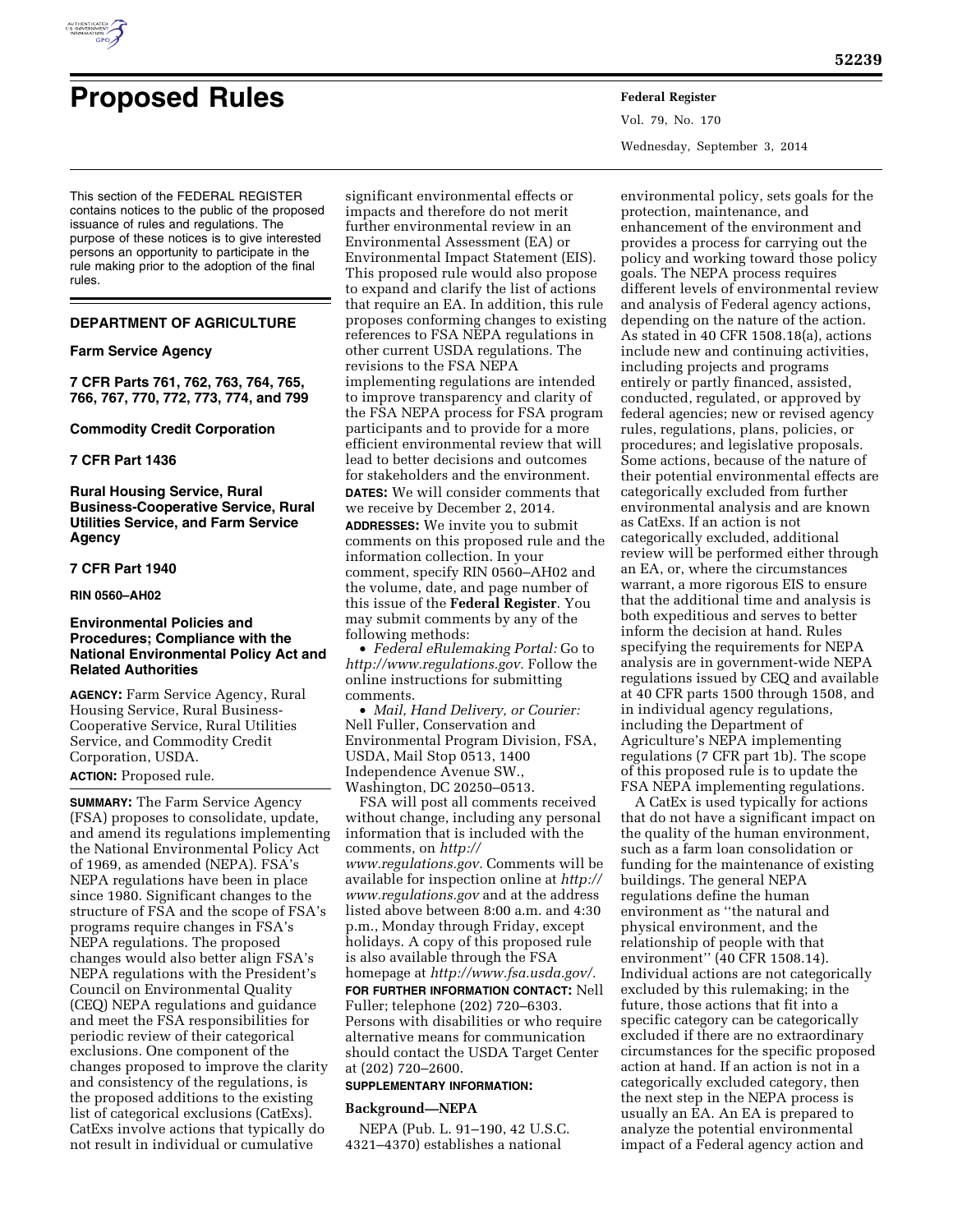# Proposed Rules

This section of the FEDERAL REGISTER contains notices to the public of the proposed issuance of rules and regulations. The purpose of these notices is to give interested persons an opportunity to participate in the rule making prior to the adoption of the final rules.

## DEPARTMENT OF AGRICULTURE

### Farm Service Agency

### 7 CFR Parts 761, 762, 763, 764, 765, 766, 767, 770, 772, 773, 774, and 799

### Commodity Credit Corporation

### 7 CFR Part 1436

### Rural Housing Service, Rural Business-Cooperative Service, Rural Utilities Service, and Farm Service Agency

### 7 CFR Part 1940

**RIN 0560–AH02**

### Environmental Policies and Procedures; Compliance with the National Environmental Policy Act and Related Authorities

**AGENCY:** Farm Service Agency, Rural Housing Service, Rural Business-Cooperative Service, Rural Utilities Service, and Commodity Credit Corporation, USDA.

**ACTION:** Proposed rule.

**SUMMARY:** The Farm Service Agency (FSA) proposes to consolidate, update, and amend its regulations implementing the National Environmental Policy Act of 1969, as amended (NEPA). FSA's NEPA regulations have been in place since 1980. Significant changes to the structure of FSA and the scope of FSA's programs require changes in FSA's NEPA regulations. The proposed changes would also better align FSA's NEPA regulations with the President's Council on Environmental Quality (CEQ) NEPA regulations and guidance and meet the FSA responsibilities for periodic review of their categorical exclusions. One component of the changes proposed to improve the clarity and consistency of the regulations, is the proposed additions to the existing list of categorical exclusions (CatExs). CatExs involve actions that typically do not result in individual or cumulative significant environmental effects or impacts and therefore do not merit further environmental review in an Environmental Assessment (EA) or Environmental Impact Statement (EIS). This proposed rule would also propose to expand and clarify the list of actions that require an EA. In addition, this rule proposes conforming changes to existing references to FSA NEPA regulations in other current USDA regulations. The revisions to the FSA NEPA implementing regulations are intended to improve transparency and clarity of the FSA NEPA process for FSA program participants and to provide for a more efficient environmental review that will lead to better decisions and outcomes for stakeholders and the environment.

**DATES:** We will consider comments that we receive by December 2, 2014.

**ADDRESSES:** We invite you to submit comments on this proposed rule and the information collection. In your comment, specify RIN 0560–AH02 and the volume, date, and page number of this issue of the **Federal Register**. You may submit comments by any of the following methods:

- *Federal eRulemaking Portal:* Go to *http://www.regulations.gov*. Follow the online instructions for submitting comments.
- *Mail, Hand Delivery, or Courier:* Nell Fuller, Conservation and Environmental Program Division, FSA, USDA, Mail Stop 0513, 1400 Independence Avenue SW., Washington, DC 20250–0513.

FSA will post all comments received without change, including any personal information that is included with the comments, on *http://www.regulations.gov*. Comments will be available for inspection online at *http://www.regulations.gov* and at the address listed above between 8:00 a.m. and 4:30 p.m., Monday through Friday, except holidays. A copy of this proposed rule is also available through the FSA homepage at *http://www.fsa.usda.gov/*.

**FOR FURTHER INFORMATION CONTACT:** Nell Fuller; telephone (202) 720–6303. Persons with disabilities or who require alternative means for communication should contact the USDA Target Center at (202) 720–2600.

**SUPPLEMENTARY INFORMATION:**

### Background—NEPA

NEPA (Pub. L. 91–190, 42 U.S.C. 4321–4370) establishes a national environmental policy, sets goals for the protection, maintenance, and enhancement of the environment and provides a process for carrying out the policy and working toward those policy goals. The NEPA process requires different levels of environmental review and analysis of Federal agency actions, depending on the nature of the action. As stated in 40 CFR 1508.18(a), actions include new and continuing activities, including projects and programs entirely or partly financed, assisted, conducted, regulated, or approved by federal agencies; new or revised agency rules, regulations, plans, policies, or procedures; and legislative proposals. Some actions, because of the nature of their potential environmental effects are categorically excluded from further environmental analysis and are known as CatExs. If an action is not categorically excluded, additional review will be performed either through an EA, or, where the circumstances warrant, a more rigorous EIS to ensure that the additional time and analysis is both expeditious and serves to better inform the decision at hand. Rules specifying the requirements for NEPA analysis are in government-wide NEPA regulations issued by CEQ and available at 40 CFR parts 1500 through 1508, and in individual agency regulations, including the Department of Agriculture's NEPA implementing regulations (7 CFR part 1b). The scope of this proposed rule is to update the FSA NEPA implementing regulations.

A CatEx is used typically for actions that do not have a significant impact on the quality of the human environment, such as a farm loan consolidation or funding for the maintenance of existing buildings. The general NEPA regulations define the human environment as "the natural and physical environment, and the relationship of people with that environment" (40 CFR 1508.14). Individual actions are not categorically excluded by this rulemaking; in the future, those actions that fit into a specific category can be categorically excluded if there are no extraordinary circumstances for the specific proposed action at hand. If an action is not in a categorically excluded category, then the next step in the NEPA process is usually an EA. An EA is prepared to analyze the potential environmental impact of a Federal agency action and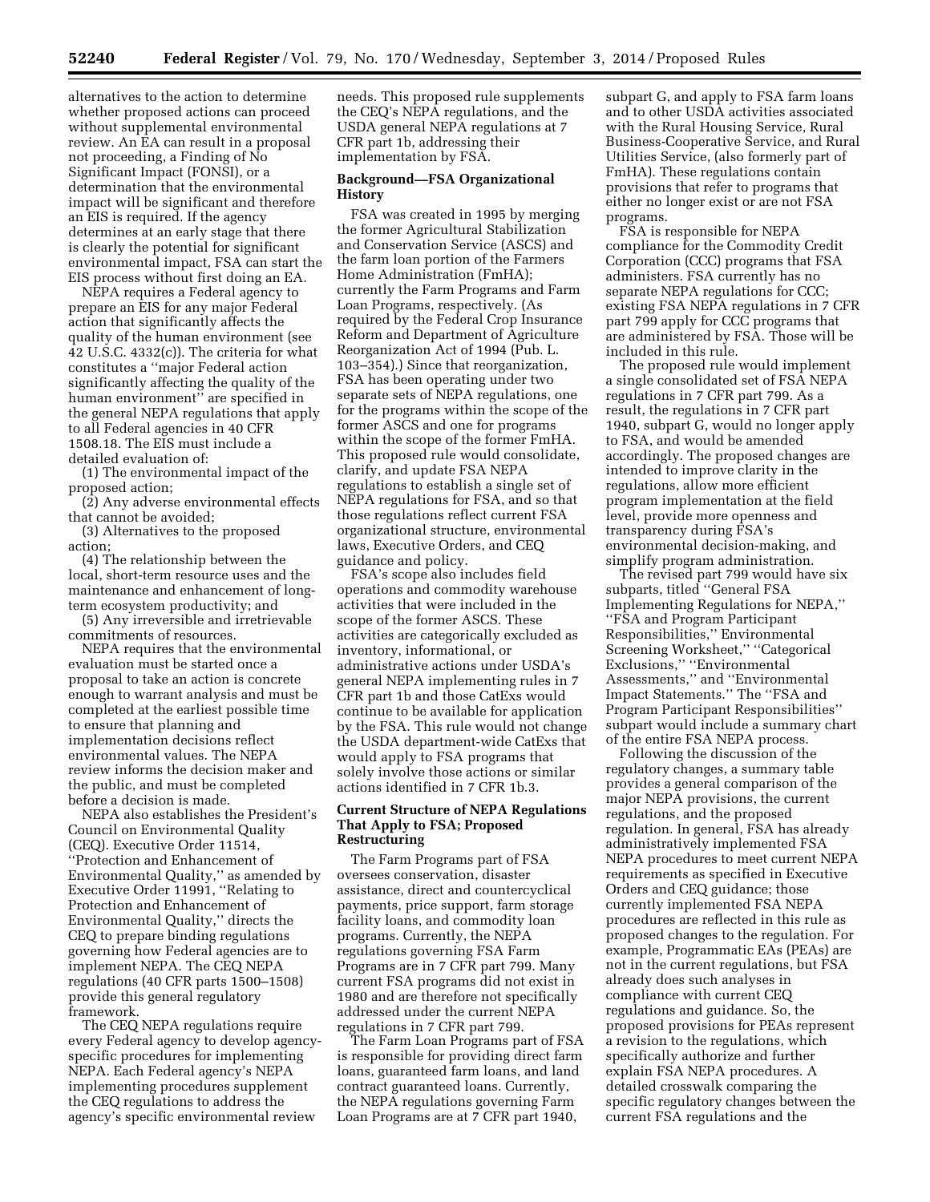alternatives to the action to determine whether proposed actions can proceed without supplemental environmental review. An EA can result in a proposal not proceeding, a Finding of No Significant Impact (FONSI), or a determination that the environmental impact will be significant and therefore an EIS is required. If the agency determines at an early stage that there is clearly the potential for significant environmental impact, FSA can start the EIS process without first doing an EA.

NEPA requires a Federal agency to prepare an EIS for any major Federal action that significantly affects the quality of the human environment (see 42 U.S.C. 4332(c)). The criteria for what constitutes a "major Federal action significantly affecting the quality of the human environment" are specified in the general NEPA regulations that apply to all Federal agencies in 40 CFR 1508.18. The EIS must include a detailed evaluation of:

(1) The environmental impact of the proposed action;

(2) Any adverse environmental effects that cannot be avoided;

(3) Alternatives to the proposed action;

(4) The relationship between the local, short-term resource uses and the maintenance and enhancement of long-term ecosystem productivity; and

(5) Any irreversible and irretrievable commitments of resources.

NEPA requires that the environmental evaluation must be started once a proposal to take an action is concrete enough to warrant analysis and must be completed at the earliest possible time to ensure that planning and implementation decisions reflect environmental values. The NEPA review informs the decision maker and the public, and must be completed before a decision is made.

NEPA also establishes the President's Council on Environmental Quality (CEQ). Executive Order 11514, "Protection and Enhancement of Environmental Quality," as amended by Executive Order 11991, "Relating to Protection and Enhancement of Environmental Quality," directs the CEQ to prepare binding regulations governing how Federal agencies are to implement NEPA. The CEQ NEPA regulations (40 CFR parts 1500–1508) provide this general regulatory framework.

The CEQ NEPA regulations require every Federal agency to develop agency-specific procedures for implementing NEPA. Each Federal agency's NEPA implementing procedures supplement the CEQ regulations to address the agency's specific environmental review needs. This proposed rule supplements the CEQ's NEPA regulations, and the USDA general NEPA regulations at 7 CFR part 1b, addressing their implementation by FSA.

## Background—FSA Organizational History

FSA was created in 1995 by merging the former Agricultural Stabilization and Conservation Service (ASCS) and the farm loan portion of the Farmers Home Administration (FmHA); currently the Farm Programs and Farm Loan Programs, respectively. (As required by the Federal Crop Insurance Reform and Department of Agriculture Reorganization Act of 1994 (Pub. L. 103–354).) Since that reorganization, FSA has been operating under two separate sets of NEPA regulations, one for the programs within the scope of the former ASCS and one for programs within the scope of the former FmHA. This proposed rule would consolidate, clarify, and update FSA NEPA regulations to establish a single set of NEPA regulations for FSA, and so that those regulations reflect current FSA organizational structure, environmental laws, Executive Orders, and CEQ guidance and policy.

FSA's scope also includes field operations and commodity warehouse activities that were included in the scope of the former ASCS. These activities are categorically excluded as inventory, informational, or administrative actions under USDA's general NEPA implementing rules in 7 CFR part 1b and those CatExs would continue to be available for application by the FSA. This rule would not change the USDA department-wide CatExs that would apply to FSA programs that solely involve those actions or similar actions identified in 7 CFR 1b.3.

## Current Structure of NEPA Regulations That Apply to FSA; Proposed Restructuring

The Farm Programs part of FSA oversees conservation, disaster assistance, direct and countercyclical payments, price support, farm storage facility loans, and commodity loan programs. Currently, the NEPA regulations governing FSA Farm Programs are in 7 CFR part 799. Many current FSA programs did not exist in 1980 and are therefore not specifically addressed under the current NEPA regulations in 7 CFR part 799.

The Farm Loan Programs part of FSA is responsible for providing direct farm loans, guaranteed farm loans, and land contract guaranteed loans. Currently, the NEPA regulations governing Farm Loan Programs are at 7 CFR part 1940, subpart G, and apply to FSA farm loans and to other USDA activities associated with the Rural Housing Service, Rural Business-Cooperative Service, and Rural Utilities Service, (also formerly part of FmHA). These regulations contain provisions that refer to programs that either no longer exist or are not FSA programs.

FSA is responsible for NEPA compliance for the Commodity Credit Corporation (CCC) programs that FSA administers. FSA currently has no separate NEPA regulations for CCC; existing FSA NEPA regulations in 7 CFR part 799 apply for CCC programs that are administered by FSA. Those will be included in this rule.

The proposed rule would implement a single consolidated set of FSA NEPA regulations in 7 CFR part 799. As a result, the regulations in 7 CFR part 1940, subpart G, would no longer apply to FSA, and would be amended accordingly. The proposed changes are intended to improve clarity in the regulations, allow more efficient program implementation at the field level, provide more openness and transparency during FSA's environmental decision-making, and simplify program administration.

The revised part 799 would have six subparts, titled "General FSA Implementing Regulations for NEPA," "FSA and Program Participant Responsibilities," Environmental Screening Worksheet," "Categorical Exclusions," "Environmental Assessments," and "Environmental Impact Statements." The "FSA and Program Participant Responsibilities" subpart would include a summary chart of the entire FSA NEPA process.

Following the discussion of the regulatory changes, a summary table provides a general comparison of the major NEPA provisions, the current regulations, and the proposed regulation. In general, FSA has already administratively implemented FSA NEPA procedures to meet current NEPA requirements as specified in Executive Orders and CEQ guidance; those currently implemented FSA NEPA procedures are reflected in this rule as proposed changes to the regulation. For example, Programmatic EAs (PEAs) are not in the current regulations, but FSA already does such analyses in compliance with current CEQ regulations and guidance. So, the proposed provisions for PEAs represent a revision to the regulations, which specifically authorize and further explain FSA NEPA procedures. A detailed crosswalk comparing the specific regulatory changes between the current FSA regulations and the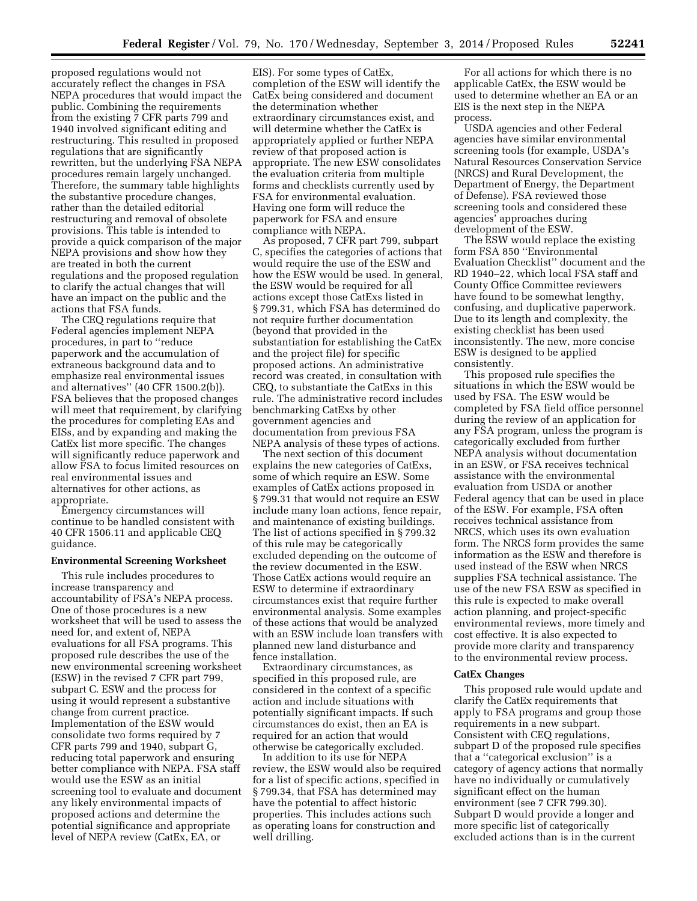proposed regulations would not accurately reflect the changes in FSA NEPA procedures that would impact the public. Combining the requirements from the existing 7 CFR parts 799 and 1940 involved significant editing and restructuring. This resulted in proposed regulations that are significantly rewritten, but the underlying FSA NEPA procedures remain largely unchanged. Therefore, the summary table highlights the substantive procedure changes, rather than the detailed editorial restructuring and removal of obsolete provisions. This table is intended to provide a quick comparison of the major NEPA provisions and show how they are treated in both the current regulations and the proposed regulation to clarify the actual changes that will have an impact on the public and the actions that FSA funds.

The CEQ regulations require that Federal agencies implement NEPA procedures, in part to ''reduce paperwork and the accumulation of extraneous background data and to emphasize real environmental issues and alternatives'' (40 CFR 1500.2(b)). FSA believes that the proposed changes will meet that requirement, by clarifying the procedures for completing EAs and EISs, and by expanding and making the CatEx list more specific. The changes will significantly reduce paperwork and allow FSA to focus limited resources on real environmental issues and alternatives for other actions, as appropriate.

Emergency circumstances will continue to be handled consistent with 40 CFR 1506.11 and applicable CEQ guidance.

## Environmental Screening Worksheet

This rule includes procedures to increase transparency and accountability of FSA's NEPA process. One of those procedures is a new worksheet that will be used to assess the need for, and extent of, NEPA evaluations for all FSA programs. This proposed rule describes the use of the new environmental screening worksheet (ESW) in the revised 7 CFR part 799, subpart C. ESW and the process for using it would represent a substantive change from current practice. Implementation of the ESW would consolidate two forms required by 7 CFR parts 799 and 1940, subpart G, reducing total paperwork and ensuring better compliance with NEPA. FSA staff would use the ESW as an initial screening tool to evaluate and document any likely environmental impacts of proposed actions and determine the potential significance and appropriate level of NEPA review (CatEx, EA, or EIS). For some types of CatEx, completion of the ESW will identify the CatEx being considered and document the determination whether extraordinary circumstances exist, and will determine whether the CatEx is appropriately applied or further NEPA review of that proposed action is appropriate. The new ESW consolidates the evaluation criteria from multiple forms and checklists currently used by FSA for environmental evaluation. Having one form will reduce the paperwork for FSA and ensure compliance with NEPA.

As proposed, 7 CFR part 799, subpart C, specifies the categories of actions that would require the use of the ESW and how the ESW would be used. In general, the ESW would be required for all actions except those CatExs listed in § 799.31, which FSA has determined do not require further documentation (beyond that provided in the substantiation for establishing the CatEx and the project file) for specific proposed actions. An administrative record was created, in consultation with CEQ, to substantiate the CatExs in this rule. The administrative record includes benchmarking CatExs by other government agencies and documentation from previous FSA NEPA analysis of these types of actions.

The next section of this document explains the new categories of CatExs, some of which require an ESW. Some examples of CatEx actions proposed in § 799.31 that would not require an ESW include many loan actions, fence repair, and maintenance of existing buildings. The list of actions specified in § 799.32 of this rule may be categorically excluded depending on the outcome of the review documented in the ESW. Those CatEx actions would require an ESW to determine if extraordinary circumstances exist that require further environmental analysis. Some examples of these actions that would be analyzed with an ESW include loan transfers with planned new land disturbance and fence installation.

Extraordinary circumstances, as specified in this proposed rule, are considered in the context of a specific action and include situations with potentially significant impacts. If such circumstances do exist, then an EA is required for an action that would otherwise be categorically excluded.

In addition to its use for NEPA review, the ESW would also be required for a list of specific actions, specified in § 799.34, that FSA has determined may have the potential to affect historic properties. This includes actions such as operating loans for construction and well drilling.

For all actions for which there is no applicable CatEx, the ESW would be used to determine whether an EA or an EIS is the next step in the NEPA process.

USDA agencies and other Federal agencies have similar environmental screening tools (for example, USDA's Natural Resources Conservation Service (NRCS) and Rural Development, the Department of Energy, the Department of Defense). FSA reviewed those screening tools and considered these agencies' approaches during development of the ESW.

The ESW would replace the existing form FSA 850 ''Environmental Evaluation Checklist'' document and the RD 1940–22, which local FSA staff and County Office Committee reviewers have found to be somewhat lengthy, confusing, and duplicative paperwork. Due to its length and complexity, the existing checklist has been used inconsistently. The new, more concise ESW is designed to be applied consistently.

This proposed rule specifies the situations in which the ESW would be used by FSA. The ESW would be completed by FSA field office personnel during the review of an application for any FSA program, unless the program is categorically excluded from further NEPA analysis without documentation in an ESW, or FSA receives technical assistance with the environmental evaluation from USDA or another Federal agency that can be used in place of the ESW. For example, FSA often receives technical assistance from NRCS, which uses its own evaluation form. The NRCS form provides the same information as the ESW and therefore is used instead of the ESW when NRCS supplies FSA technical assistance. The use of the new FSA ESW as specified in this rule is expected to make overall action planning, and project-specific environmental reviews, more timely and cost effective. It is also expected to provide more clarity and transparency to the environmental review process.

## CatEx Changes

This proposed rule would update and clarify the CatEx requirements that apply to FSA programs and group those requirements in a new subpart. Consistent with CEQ regulations, subpart D of the proposed rule specifies that a ''categorical exclusion'' is a category of agency actions that normally have no individually or cumulatively significant effect on the human environment (see 7 CFR 799.30). Subpart D would provide a longer and more specific list of categorically excluded actions than is in the current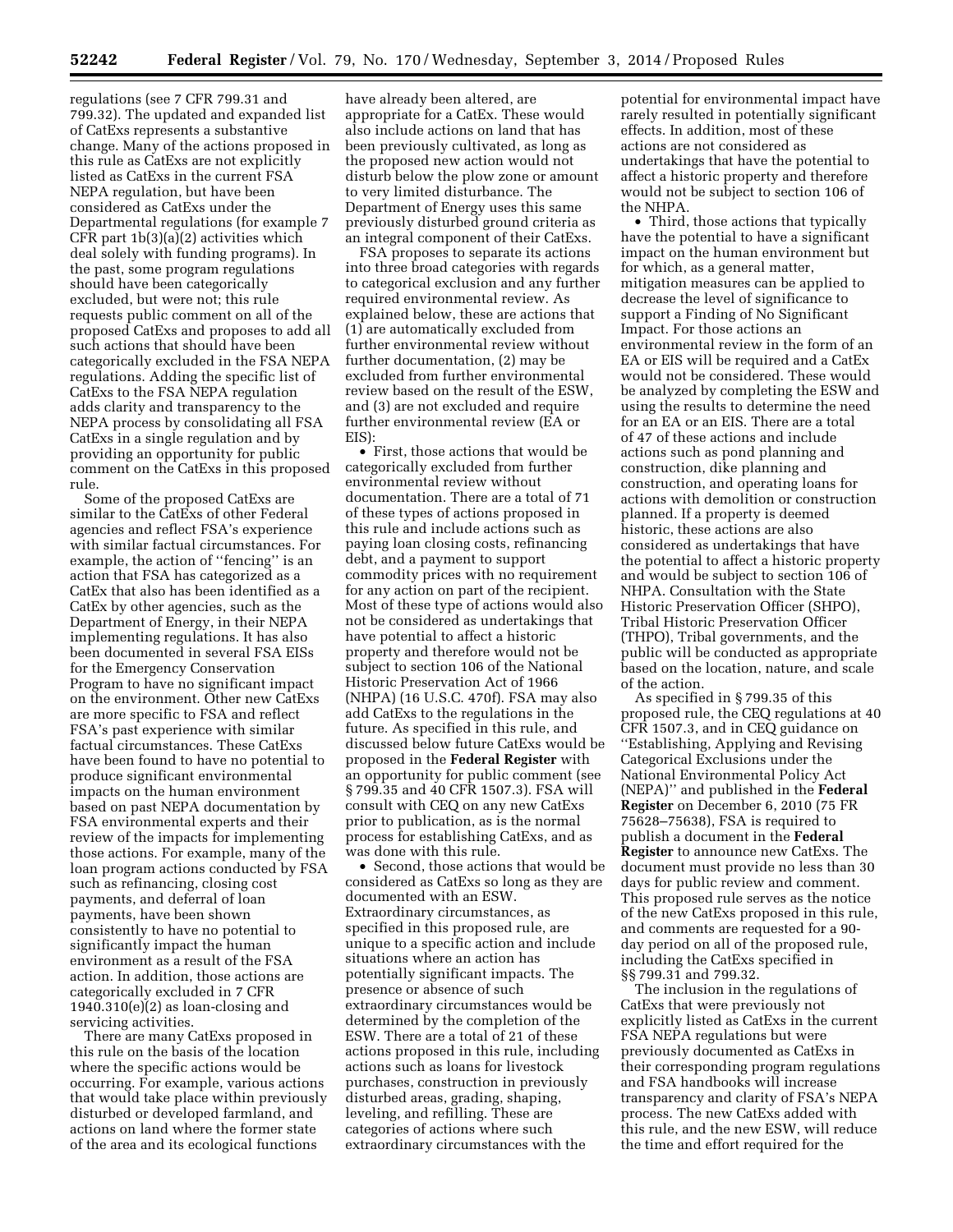regulations (see 7 CFR 799.31 and 799.32). The updated and expanded list of CatExs represents a substantive change. Many of the actions proposed in this rule as CatExs are not explicitly listed as CatExs in the current FSA NEPA regulation, but have been considered as CatExs under the Departmental regulations (for example 7 CFR part 1b(3)(a)(2) activities which deal solely with funding programs). In the past, some program regulations should have been categorically excluded, but were not; this rule requests public comment on all of the proposed CatExs and proposes to add all such actions that should have been categorically excluded in the FSA NEPA regulations. Adding the specific list of CatExs to the FSA NEPA regulation adds clarity and transparency to the NEPA process by consolidating all FSA CatExs in a single regulation and by providing an opportunity for public comment on the CatExs in this proposed rule.

Some of the proposed CatExs are similar to the CatExs of other Federal agencies and reflect FSA's experience with similar factual circumstances. For example, the action of "fencing" is an action that FSA has categorized as a CatEx that also has been identified as a CatEx by other agencies, such as the Department of Energy, in their NEPA implementing regulations. It has also been documented in several FSA EISs for the Emergency Conservation Program to have no significant impact on the environment. Other new CatExs are more specific to FSA and reflect FSA's past experience with similar factual circumstances. These CatExs have been found to have no potential to produce significant environmental impacts on the human environment based on past NEPA documentation by FSA environmental experts and their review of the impacts for implementing those actions. For example, many of the loan program actions conducted by FSA such as refinancing, closing cost payments, and deferral of loan payments, have been shown consistently to have no potential to significantly impact the human environment as a result of the FSA action. In addition, those actions are categorically excluded in 7 CFR 1940.310(e)(2) as loan-closing and servicing activities.

There are many CatExs proposed in this rule on the basis of the location where the specific actions would be occurring. For example, various actions that would take place within previously disturbed or developed farmland, and actions on land where the former state of the area and its ecological functions have already been altered, are appropriate for a CatEx. These would also include actions on land that has been previously cultivated, as long as the proposed new action would not disturb below the plow zone or amount to very limited disturbance. The Department of Energy uses this same previously disturbed ground criteria as an integral component of their CatExs.

FSA proposes to separate its actions into three broad categories with regards to categorical exclusion and any further required environmental review. As explained below, these are actions that (1) are automatically excluded from further environmental review without further documentation, (2) may be excluded from further environmental review based on the result of the ESW, and (3) are not excluded and require further environmental review (EA or EIS):

- First, those actions that would be categorically excluded from further environmental review without documentation. There are a total of 71 of these types of actions proposed in this rule and include actions such as paying loan closing costs, refinancing debt, and a payment to support commodity prices with no requirement for any action on part of the recipient. Most of these type of actions would also not be considered as undertakings that have potential to affect a historic property and therefore would not be subject to section 106 of the National Historic Preservation Act of 1966 (NHPA) (16 U.S.C. 470f). FSA may also add CatExs to the regulations in the future. As specified in this rule, and discussed below future CatExs would be proposed in the **Federal Register** with an opportunity for public comment (see § 799.35 and 40 CFR 1507.3). FSA will consult with CEQ on any new CatExs prior to publication, as is the normal process for establishing CatExs, and as was done with this rule.
- Second, those actions that would be considered as CatExs so long as they are documented with an ESW. Extraordinary circumstances, as specified in this proposed rule, are unique to a specific action and include situations where an action has potentially significant impacts. The presence or absence of such extraordinary circumstances would be determined by the completion of the ESW. There are a total of 21 of these actions proposed in this rule, including actions such as loans for livestock purchases, construction in previously disturbed areas, grading, shaping, leveling, and refilling. These are categories of actions where such extraordinary circumstances with the potential for environmental impact have rarely resulted in potentially significant effects. In addition, most of these actions are not considered as undertakings that have the potential to affect a historic property and therefore would not be subject to section 106 of the NHPA.
- Third, those actions that typically have the potential to have a significant impact on the human environment but for which, as a general matter, mitigation measures can be applied to decrease the level of significance to support a Finding of No Significant Impact. For those actions an environmental review in the form of an EA or EIS will be required and a CatEx would not be considered. These would be analyzed by completing the ESW and using the results to determine the need for an EA or an EIS. There are a total of 47 of these actions and include actions such as pond planning and construction, dike planning and construction, and operating loans for actions with demolition or construction planned. If a property is deemed historic, these actions are also considered as undertakings that have the potential to affect a historic property and would be subject to section 106 of NHPA. Consultation with the State Historic Preservation Officer (SHPO), Tribal Historic Preservation Officer (THPO), Tribal governments, and the public will be conducted as appropriate based on the location, nature, and scale of the action.

As specified in § 799.35 of this proposed rule, the CEQ regulations at 40 CFR 1507.3, and in CEQ guidance on "Establishing, Applying and Revising Categorical Exclusions under the National Environmental Policy Act (NEPA)" and published in the **Federal Register** on December 6, 2010 (75 FR 75628–75638), FSA is required to publish a document in the **Federal Register** to announce new CatExs. The document must provide no less than 30 days for public review and comment. This proposed rule serves as the notice of the new CatExs proposed in this rule, and comments are requested for a 90-day period on all of the proposed rule, including the CatExs specified in §§ 799.31 and 799.32.

The inclusion in the regulations of CatExs that were previously not explicitly listed as CatExs in the current FSA NEPA regulations but were previously documented as CatExs in their corresponding program regulations and FSA handbooks will increase transparency and clarity of FSA's NEPA process. The new CatExs added with this rule, and the new ESW, will reduce the time and effort required for the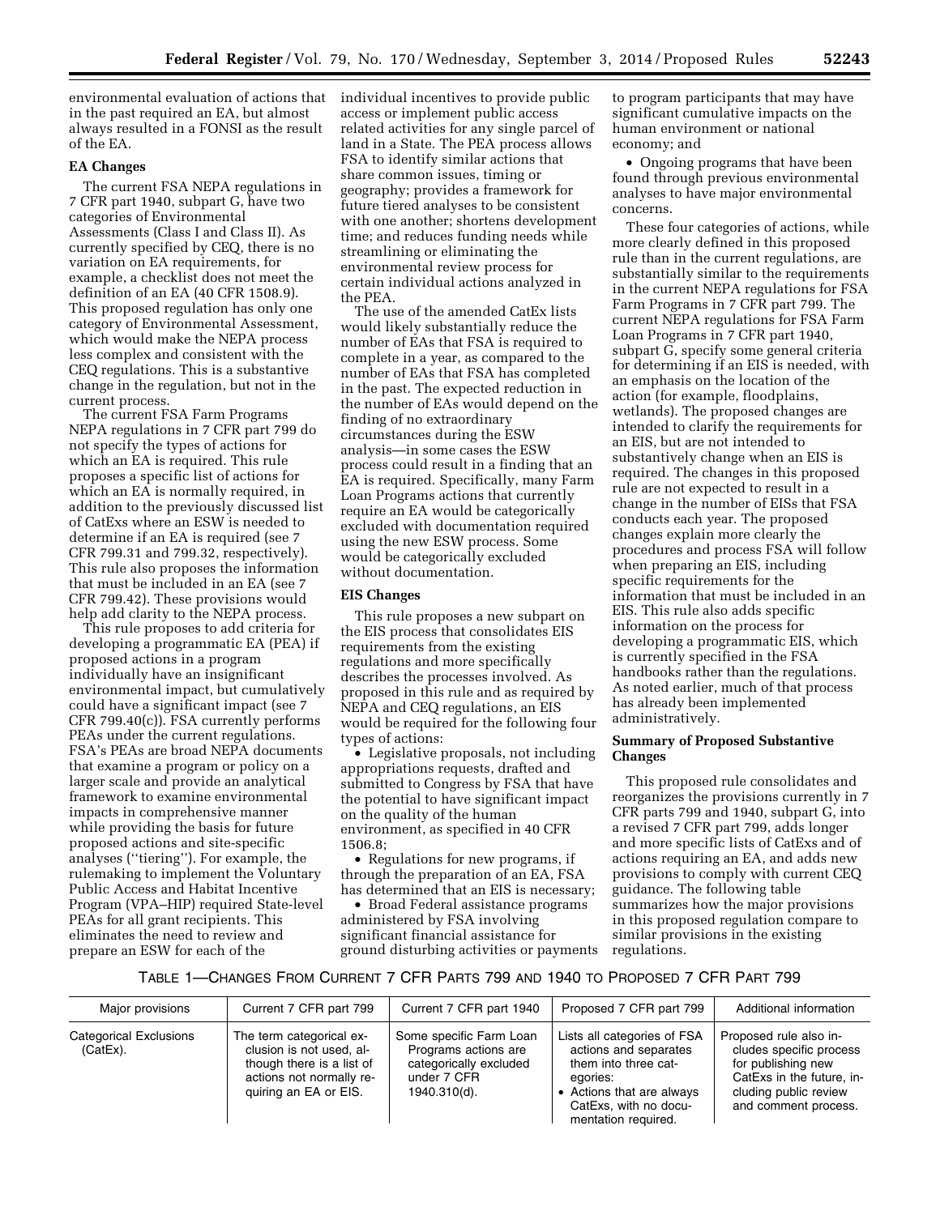environmental evaluation of actions that in the past required an EA, but almost always resulted in a FONSI as the result of the EA.

**EA Changes**

The current FSA NEPA regulations in 7 CFR part 1940, subpart G, have two categories of Environmental Assessments (Class I and Class II). As currently specified by CEQ, there is no variation on EA requirements, for example, a checklist does not meet the definition of an EA (40 CFR 1508.9). This proposed regulation has only one category of Environmental Assessment, which would make the NEPA process less complex and consistent with the CEQ regulations. This is a substantive change in the regulation, but not in the current process.

The current FSA Farm Programs NEPA regulations in 7 CFR part 799 do not specify the types of actions for which an EA is required. This rule proposes a specific list of actions for which an EA is normally required, in addition to the previously discussed list of CatExs where an ESW is needed to determine if an EA is required (see 7 CFR 799.31 and 799.32, respectively). This rule also proposes the information that must be included in an EA (see 7 CFR 799.42). These provisions would help add clarity to the NEPA process.

This rule proposes to add criteria for developing a programmatic EA (PEA) if proposed actions in a program individually have an insignificant environmental impact, but cumulatively could have a significant impact (see 7 CFR 799.40(c)). FSA currently performs PEAs under the current regulations. FSA's PEAs are broad NEPA documents that examine a program or policy on a larger scale and provide an analytical framework to examine environmental impacts in comprehensive manner while providing the basis for future proposed actions and site-specific analyses (''tiering''). For example, the rulemaking to implement the Voluntary Public Access and Habitat Incentive Program (VPA–HIP) required State-level PEAs for all grant recipients. This eliminates the need to review and prepare an ESW for each of the individual incentives to provide public access or implement public access related activities for any single parcel of land in a State. The PEA process allows FSA to identify similar actions that share common issues, timing or geography; provides a framework for future tiered analyses to be consistent with one another; shortens development time; and reduces funding needs while streamlining or eliminating the environmental review process for certain individual actions analyzed in the PEA.

The use of the amended CatEx lists would likely substantially reduce the number of EAs that FSA is required to complete in a year, as compared to the number of EAs that FSA has completed in the past. The expected reduction in the number of EAs would depend on the finding of no extraordinary circumstances during the ESW analysis—in some cases the ESW process could result in a finding that an EA is required. Specifically, many Farm Loan Programs actions that currently require an EA would be categorically excluded with documentation required using the new ESW process. Some would be categorically excluded without documentation.

**EIS Changes**

This rule proposes a new subpart on the EIS process that consolidates EIS requirements from the existing regulations and more specifically describes the processes involved. As proposed in this rule and as required by NEPA and CEQ regulations, an EIS would be required for the following four types of actions:

- Legislative proposals, not including appropriations requests, drafted and submitted to Congress by FSA that have the potential to have significant impact on the quality of the human environment, as specified in 40 CFR 1506.8;
- Regulations for new programs, if through the preparation of an EA, FSA has determined that an EIS is necessary;
- Broad Federal assistance programs administered by FSA involving significant financial assistance for ground disturbing activities or payments to program participants that may have significant cumulative impacts on the human environment or national economy; and
- Ongoing programs that have been found through previous environmental analyses to have major environmental concerns.

These four categories of actions, while more clearly defined in this proposed rule than in the current regulations, are substantially similar to the requirements in the current NEPA regulations for FSA Farm Programs in 7 CFR part 799. The current NEPA regulations for FSA Farm Loan Programs in 7 CFR part 1940, subpart G, specify some general criteria for determining if an EIS is needed, with an emphasis on the location of the action (for example, floodplains, wetlands). The proposed changes are intended to clarify the requirements for an EIS, but are not intended to substantively change when an EIS is required. The changes in this proposed rule are not expected to result in a change in the number of EISs that FSA conducts each year. The proposed changes explain more clearly the procedures and process FSA will follow when preparing an EIS, including specific requirements for the information that must be included in an EIS. This rule also adds specific information on the process for developing a programmatic EIS, which is currently specified in the FSA handbooks rather than the regulations. As noted earlier, much of that process has already been implemented administratively.

**Summary of Proposed Substantive Changes**

This proposed rule consolidates and reorganizes the provisions currently in 7 CFR parts 799 and 1940, subpart G, into a revised 7 CFR part 799, adds longer and more specific lists of CatExs and of actions requiring an EA, and adds new provisions to comply with current CEQ guidance. The following table summarizes how the major provisions in this proposed regulation compare to similar provisions in the existing regulations.

TABLE 1—CHANGES FROM CURRENT 7 CFR PARTS 799 AND 1940 TO PROPOSED 7 CFR PART 799

| Major provisions | Current 7 CFR part 799 | Current 7 CFR part 1940 | Proposed 7 CFR part 799 | Additional information |
|---|---|---|---|---|
| Categorical Exclusions (CatEx). | The term categorical exclusion is not used, although there is a list of actions not normally requiring an EA or EIS. | Some specific Farm Loan Programs actions are categorically excluded under 7 CFR 1940.310(d). | Lists all categories of FSA actions and separates them into three categories: • Actions that are always CatExs, with no documentation required. | Proposed rule also includes specific process for publishing new CatExs in the future, including public review and comment process. |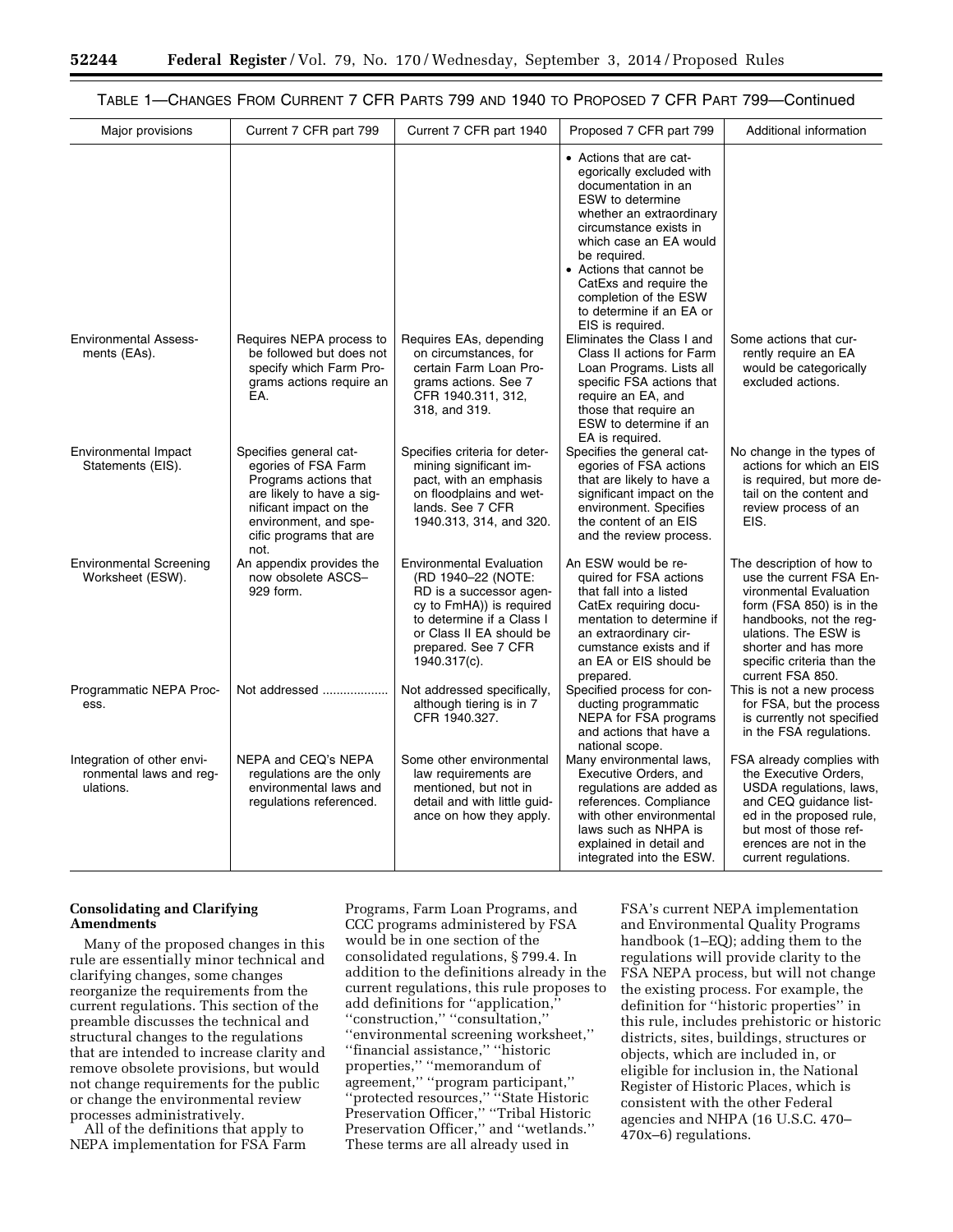TABLE 1—CHANGES FROM CURRENT 7 CFR PARTS 799 AND 1940 TO PROPOSED 7 CFR PART 799—Continued

| Major provisions | Current 7 CFR part 799 | Current 7 CFR part 1940 | Proposed 7 CFR part 799 | Additional information |
| --- | --- | --- | --- | --- |
| | | | • Actions that are categorically excluded with documentation in an ESW to determine whether an extraordinary circumstance exists in which case an EA would be required. • Actions that cannot be CatExs and require the completion of the ESW to determine if an EA or EIS is required. | |
| Environmental Assessments (EAs). | Requires NEPA process to be followed but does not specify which Farm Programs actions require an EA. | Requires EAs, depending on circumstances, for certain Farm Loan Programs actions. See 7 CFR 1940.311, 312, 318, and 319. | Eliminates the Class I and Class II actions for Farm Loan Programs. Lists all specific FSA actions that require an EA, and those that require an ESW to determine if an EA is required. | Some actions that currently require an EA would be categorically excluded actions. |
| Environmental Impact Statements (EIS). | Specifies general categories of FSA Farm Programs actions that are likely to have a significant impact on the environment, and specific programs that are not. | Specifies criteria for determining significant impact, with an emphasis on floodplains and wetlands. See 7 CFR 1940.313, 314, and 320. | Specifies the general categories of FSA actions that are likely to have a significant impact on the environment. Specifies the content of an EIS and the review process. | No change in the types of actions for which an EIS is required, but more detail on the content and review process of an EIS. |
| Environmental Screening Worksheet (ESW). | An appendix provides the now obsolete ASCS–929 form. | Environmental Evaluation (RD 1940–22 (NOTE: RD is a successor agency to FmHA)) is required to determine if a Class I or Class II EA should be prepared. See 7 CFR 1940.317(c). | An ESW would be required for FSA actions that fall into a listed CatEx requiring documentation to determine if an extraordinary circumstance exists and if an EA or EIS should be prepared. | The description of how to use the current FSA Environmental Evaluation form (FSA 850) is in the handbooks, not the regulations. The ESW is shorter and has more specific criteria than the current FSA 850. |
| Programmatic NEPA Process. | Not addressed .................. | Not addressed specifically, although tiering is in 7 CFR 1940.327. | Specified process for conducting programmatic NEPA for FSA programs and actions that have a national scope. | This is not a new process for FSA, but the process is currently not specified in the FSA regulations. |
| Integration of other environmental laws and regulations. | NEPA and CEQ's NEPA regulations are the only environmental laws and regulations referenced. | Some other environmental law requirements are mentioned, but not in detail and with little guidance on how they apply. | Many environmental laws, Executive Orders, and regulations are added as references. Compliance with other environmental laws such as NHPA is explained in detail and integrated into the ESW. | FSA already complies with the Executive Orders, USDA regulations, laws, and CEQ guidance listed in the proposed rule, but most of those references are not in the current regulations. |

**Consolidating and Clarifying Amendments**

Many of the proposed changes in this rule are essentially minor technical and clarifying changes, some changes reorganize the requirements from the current regulations. This section of the preamble discusses the technical and structural changes to the regulations that are intended to increase clarity and remove obsolete provisions, but would not change requirements for the public or change the environmental review processes administratively.

All of the definitions that apply to NEPA implementation for FSA Farm Programs, Farm Loan Programs, and CCC programs administered by FSA would be in one section of the consolidated regulations, § 799.4. In addition to the definitions already in the current regulations, this rule proposes to add definitions for ''application,'' ''construction,'' ''consultation,'' ''environmental screening worksheet,'' ''financial assistance,'' ''historic properties,'' ''memorandum of agreement,'' ''program participant,'' ''protected resources,'' ''State Historic Preservation Officer,'' ''Tribal Historic Preservation Officer,'' and ''wetlands.'' These terms are all already used in FSA's current NEPA implementation and Environmental Quality Programs handbook (1–EQ); adding them to the regulations will provide clarity to the FSA NEPA process, but will not change the existing process. For example, the definition for ''historic properties'' in this rule, includes prehistoric or historic districts, sites, buildings, structures or objects, which are included in, or eligible for inclusion in, the National Register of Historic Places, which is consistent with the other Federal agencies and NHPA (16 U.S.C. 470–470x–6) regulations.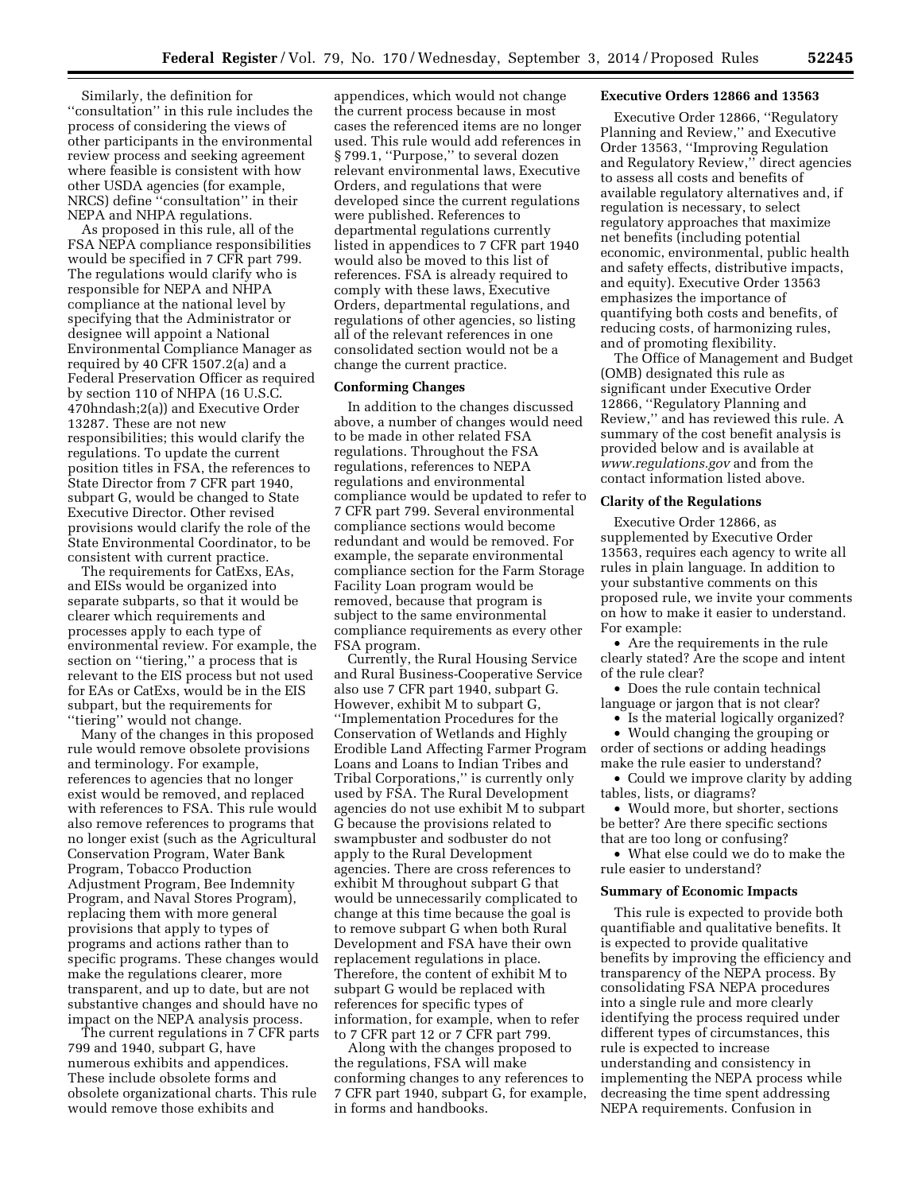Similarly, the definition for "consultation" in this rule includes the process of considering the views of other participants in the environmental review process and seeking agreement where feasible is consistent with how other USDA agencies (for example, NRCS) define "consultation" in their NEPA and NHPA regulations.

As proposed in this rule, all of the FSA NEPA compliance responsibilities would be specified in 7 CFR part 799. The regulations would clarify who is responsible for NEPA and NHPA compliance at the national level by specifying that the Administrator or designee will appoint a National Environmental Compliance Manager as required by 40 CFR 1507.2(a) and a Federal Preservation Officer as required by section 110 of NHPA (16 U.S.C. 470hndash;2(a)) and Executive Order 13287. These are not new responsibilities; this would clarify the regulations. To update the current position titles in FSA, the references to State Director from 7 CFR part 1940, subpart G, would be changed to State Executive Director. Other revised provisions would clarify the role of the State Environmental Coordinator, to be consistent with current practice.

The requirements for CatExs, EAs, and EISs would be organized into separate subparts, so that it would be clearer which requirements and processes apply to each type of environmental review. For example, the section on "tiering," a process that is relevant to the EIS process but not used for EAs or CatExs, would be in the EIS subpart, but the requirements for "tiering" would not change.

Many of the changes in this proposed rule would remove obsolete provisions and terminology. For example, references to agencies that no longer exist would be removed, and replaced with references to FSA. This rule would also remove references to programs that no longer exist (such as the Agricultural Conservation Program, Water Bank Program, Tobacco Production Adjustment Program, Bee Indemnity Program, and Naval Stores Program), replacing them with more general provisions that apply to types of programs and actions rather than to specific programs. These changes would make the regulations clearer, more transparent, and up to date, but are not substantive changes and should have no impact on the NEPA analysis process.

The current regulations in 7 CFR parts 799 and 1940, subpart G, have numerous exhibits and appendices. These include obsolete forms and obsolete organizational charts. This rule would remove those exhibits and appendices, which would not change the current process because in most cases the referenced items are no longer used. This rule would add references in § 799.1, "Purpose," to several dozen relevant environmental laws, Executive Orders, and regulations that were developed since the current regulations were published. References to departmental regulations currently listed in appendices to 7 CFR part 1940 would also be moved to this list of references. FSA is already required to comply with these laws, Executive Orders, departmental regulations, and regulations of other agencies, so listing all of the relevant references in one consolidated section would not be a change the current practice.

### Conforming Changes

In addition to the changes discussed above, a number of changes would need to be made in other related FSA regulations. Throughout the FSA regulations, references to NEPA regulations and environmental compliance would be updated to refer to 7 CFR part 799. Several environmental compliance sections would become redundant and would be removed. For example, the separate environmental compliance section for the Farm Storage Facility Loan program would be removed, because that program is subject to the same environmental compliance requirements as every other FSA program.

Currently, the Rural Housing Service and Rural Business-Cooperative Service also use 7 CFR part 1940, subpart G. However, exhibit M to subpart G, "Implementation Procedures for the Conservation of Wetlands and Highly Erodible Land Affecting Farmer Program Loans and Loans to Indian Tribes and Tribal Corporations," is currently only used by FSA. The Rural Development agencies do not use exhibit M to subpart G because the provisions related to swampbuster and sodbuster do not apply to the Rural Development agencies. There are cross references to exhibit M throughout subpart G that would be unnecessarily complicated to change at this time because the goal is to remove subpart G when both Rural Development and FSA have their own replacement regulations in place. Therefore, the content of exhibit M to subpart G would be replaced with references for specific types of information, for example, when to refer to 7 CFR part 12 or 7 CFR part 799.

Along with the changes proposed to the regulations, FSA will make conforming changes to any references to 7 CFR part 1940, subpart G, for example, in forms and handbooks.

### Executive Orders 12866 and 13563

Executive Order 12866, "Regulatory Planning and Review," and Executive Order 13563, "Improving Regulation and Regulatory Review," direct agencies to assess all costs and benefits of available regulatory alternatives and, if regulation is necessary, to select regulatory approaches that maximize net benefits (including potential economic, environmental, public health and safety effects, distributive impacts, and equity). Executive Order 13563 emphasizes the importance of quantifying both costs and benefits, of reducing costs, of harmonizing rules, and of promoting flexibility.

The Office of Management and Budget (OMB) designated this rule as significant under Executive Order 12866, "Regulatory Planning and Review," and has reviewed this rule. A summary of the cost benefit analysis is provided below and is available at *www.regulations.gov* and from the contact information listed above.

### Clarity of the Regulations

Executive Order 12866, as supplemented by Executive Order 13563, requires each agency to write all rules in plain language. In addition to your substantive comments on this proposed rule, we invite your comments on how to make it easier to understand. For example:

- Are the requirements in the rule clearly stated? Are the scope and intent of the rule clear?
- Does the rule contain technical language or jargon that is not clear?
- Is the material logically organized?
- Would changing the grouping or order of sections or adding headings make the rule easier to understand?
- Could we improve clarity by adding tables, lists, or diagrams?
- Would more, but shorter, sections be better? Are there specific sections that are too long or confusing?
- What else could we do to make the rule easier to understand?

### Summary of Economic Impacts

This rule is expected to provide both quantifiable and qualitative benefits. It is expected to provide qualitative benefits by improving the efficiency and transparency of the NEPA process. By consolidating FSA NEPA procedures into a single rule and more clearly identifying the process required under different types of circumstances, this rule is expected to increase understanding and consistency in implementing the NEPA process while decreasing the time spent addressing NEPA requirements. Confusion in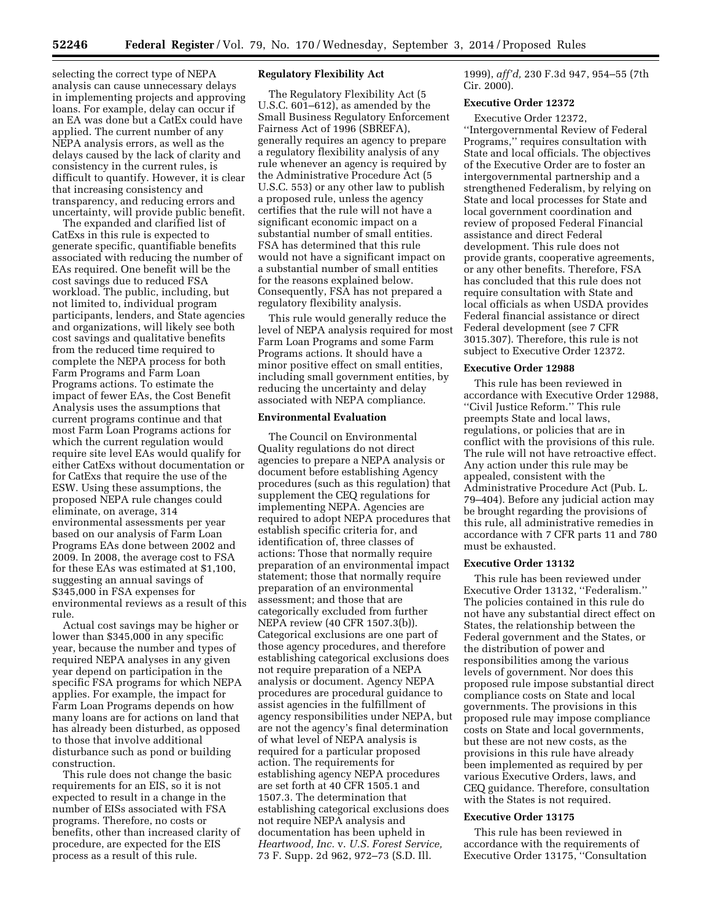selecting the correct type of NEPA analysis can cause unnecessary delays in implementing projects and approving loans. For example, delay can occur if an EA was done but a CatEx could have applied. The current number of any NEPA analysis errors, as well as the delays caused by the lack of clarity and consistency in the current rules, is difficult to quantify. However, it is clear that increasing consistency and transparency, and reducing errors and uncertainty, will provide public benefit.

The expanded and clarified list of CatExs in this rule is expected to generate specific, quantifiable benefits associated with reducing the number of EAs required. One benefit will be the cost savings due to reduced FSA workload. The public, including, but not limited to, individual program participants, lenders, and State agencies and organizations, will likely see both cost savings and qualitative benefits from the reduced time required to complete the NEPA process for both Farm Programs and Farm Loan Programs actions. To estimate the impact of fewer EAs, the Cost Benefit Analysis uses the assumptions that current programs continue and that most Farm Loan Programs actions for which the current regulation would require site level EAs would qualify for either CatExs without documentation or for CatExs that require the use of the ESW. Using these assumptions, the proposed NEPA rule changes could eliminate, on average, 314 environmental assessments per year based on our analysis of Farm Loan Programs EAs done between 2002 and 2009. In 2008, the average cost to FSA for these EAs was estimated at $1,100, suggesting an annual savings of $345,000 in FSA expenses for environmental reviews as a result of this rule.

Actual cost savings may be higher or lower than $345,000 in any specific year, because the number and types of required NEPA analyses in any given year depend on participation in the specific FSA programs for which NEPA applies. For example, the impact for Farm Loan Programs depends on how many loans are for actions on land that has already been disturbed, as opposed to those that involve additional disturbance such as pond or building construction.

This rule does not change the basic requirements for an EIS, so it is not expected to result in a change in the number of EISs associated with FSA programs. Therefore, no costs or benefits, other than increased clarity of procedure, are expected for the EIS process as a result of this rule.

**Regulatory Flexibility Act**

The Regulatory Flexibility Act (5 U.S.C. 601–612), as amended by the Small Business Regulatory Enforcement Fairness Act of 1996 (SBREFA), generally requires an agency to prepare a regulatory flexibility analysis of any rule whenever an agency is required by the Administrative Procedure Act (5 U.S.C. 553) or any other law to publish a proposed rule, unless the agency certifies that the rule will not have a significant economic impact on a substantial number of small entities. FSA has determined that this rule would not have a significant impact on a substantial number of small entities for the reasons explained below. Consequently, FSA has not prepared a regulatory flexibility analysis.

This rule would generally reduce the level of NEPA analysis required for most Farm Loan Programs and some Farm Programs actions. It should have a minor positive effect on small entities, including small government entities, by reducing the uncertainty and delay associated with NEPA compliance.

**Environmental Evaluation**

The Council on Environmental Quality regulations do not direct agencies to prepare a NEPA analysis or document before establishing Agency procedures (such as this regulation) that supplement the CEQ regulations for implementing NEPA. Agencies are required to adopt NEPA procedures that establish specific criteria for, and identification of, three classes of actions: Those that normally require preparation of an environmental impact statement; those that normally require preparation of an environmental assessment; and those that are categorically excluded from further NEPA review (40 CFR 1507.3(b)). Categorical exclusions are one part of those agency procedures, and therefore establishing categorical exclusions does not require preparation of a NEPA analysis or document. Agency NEPA procedures are procedural guidance to assist agencies in the fulfillment of agency responsibilities under NEPA, but are not the agency's final determination of what level of NEPA analysis is required for a particular proposed action. The requirements for establishing agency NEPA procedures are set forth at 40 CFR 1505.1 and 1507.3. The determination that establishing categorical exclusions does not require NEPA analysis and documentation has been upheld in *Heartwood, Inc.* v. *U.S. Forest Service,* 73 F. Supp. 2d 962, 972–73 (S.D. Ill. 1999), *aff'd,* 230 F.3d 947, 954–55 (7th Cir. 2000).

**Executive Order 12372**

Executive Order 12372, "Intergovernmental Review of Federal Programs," requires consultation with State and local officials. The objectives of the Executive Order are to foster an intergovernmental partnership and a strengthened Federalism, by relying on State and local processes for State and local government coordination and review of proposed Federal Financial assistance and direct Federal development. This rule does not provide grants, cooperative agreements, or any other benefits. Therefore, FSA has concluded that this rule does not require consultation with State and local officials as when USDA provides Federal financial assistance or direct Federal development (see 7 CFR 3015.307). Therefore, this rule is not subject to Executive Order 12372.

**Executive Order 12988**

This rule has been reviewed in accordance with Executive Order 12988, "Civil Justice Reform." This rule preempts State and local laws, regulations, or policies that are in conflict with the provisions of this rule. The rule will not have retroactive effect. Any action under this rule may be appealed, consistent with the Administrative Procedure Act (Pub. L. 79–404). Before any judicial action may be brought regarding the provisions of this rule, all administrative remedies in accordance with 7 CFR parts 11 and 780 must be exhausted.

**Executive Order 13132**

This rule has been reviewed under Executive Order 13132, "Federalism." The policies contained in this rule do not have any substantial direct effect on States, the relationship between the Federal government and the States, or the distribution of power and responsibilities among the various levels of government. Nor does this proposed rule impose substantial direct compliance costs on State and local governments. The provisions in this proposed rule may impose compliance costs on State and local governments, but these are not new costs, as the provisions in this rule have already been implemented as required by per various Executive Orders, laws, and CEQ guidance. Therefore, consultation with the States is not required.

**Executive Order 13175**

This rule has been reviewed in accordance with the requirements of Executive Order 13175, "Consultation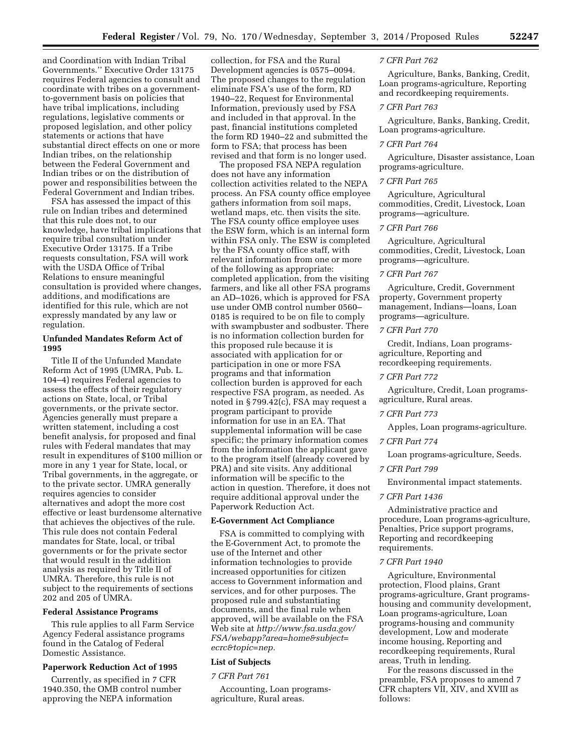and Coordination with Indian Tribal Governments.'' Executive Order 13175 requires Federal agencies to consult and coordinate with tribes on a government-to-government basis on policies that have tribal implications, including regulations, legislative comments or proposed legislation, and other policy statements or actions that have substantial direct effects on one or more Indian tribes, on the relationship between the Federal Government and Indian tribes or on the distribution of power and responsibilities between the Federal Government and Indian tribes.

FSA has assessed the impact of this rule on Indian tribes and determined that this rule does not, to our knowledge, have tribal implications that require tribal consultation under Executive Order 13175. If a Tribe requests consultation, FSA will work with the USDA Office of Tribal Relations to ensure meaningful consultation is provided where changes, additions, and modifications are identified for this rule, which are not expressly mandated by any law or regulation.

**Unfunded Mandates Reform Act of 1995**

Title II of the Unfunded Mandate Reform Act of 1995 (UMRA, Pub. L. 104–4) requires Federal agencies to assess the effects of their regulatory actions on State, local, or Tribal governments, or the private sector. Agencies generally must prepare a written statement, including a cost benefit analysis, for proposed and final rules with Federal mandates that may result in expenditures of $100 million or more in any 1 year for State, local, or Tribal governments, in the aggregate, or to the private sector. UMRA generally requires agencies to consider alternatives and adopt the more cost effective or least burdensome alternative that achieves the objectives of the rule. This rule does not contain Federal mandates for State, local, or tribal governments or for the private sector that would result in the addition analysis as required by Title II of UMRA. Therefore, this rule is not subject to the requirements of sections 202 and 205 of UMRA.

**Federal Assistance Programs**

This rule applies to all Farm Service Agency Federal assistance programs found in the Catalog of Federal Domestic Assistance.

**Paperwork Reduction Act of 1995**

Currently, as specified in 7 CFR 1940.350, the OMB control number approving the NEPA information collection, for FSA and the Rural Development agencies is 0575–0094. The proposed changes to the regulation eliminate FSA's use of the form, RD 1940–22, Request for Environmental Information, previously used by FSA and included in that approval. In the past, financial institutions completed the form RD 1940–22 and submitted the form to FSA; that process has been revised and that form is no longer used.

The proposed FSA NEPA regulation does not have any information collection activities related to the NEPA process. An FSA county office employee gathers information from soil maps, wetland maps, etc. then visits the site. The FSA county office employee uses the ESW form, which is an internal form within FSA only. The ESW is completed by the FSA county office staff, with relevant information from one or more of the following as appropriate: completed application, from the visiting farmers, and like all other FSA programs an AD–1026, which is approved for FSA use under OMB control number 0560–0185 is required to be on file to comply with swampbuster and sodbuster. There is no information collection burden for this proposed rule because it is associated with application for or participation in one or more FSA programs and that information collection burden is approved for each respective FSA program, as needed. As noted in § 799.42(c), FSA may request a program participant to provide information for use in an EA. That supplemental information will be case specific; the primary information comes from the information the applicant gave to the program itself (already covered by PRA) and site visits. Any additional information will be specific to the action in question. Therefore, it does not require additional approval under the Paperwork Reduction Act.

**E-Government Act Compliance**

FSA is committed to complying with the E-Government Act, to promote the use of the Internet and other information technologies to provide increased opportunities for citizen access to Government information and services, and for other purposes. The proposed rule and substantiating documents, and the final rule when approved, will be available on the FSA Web site at *http://www.fsa.usda.gov/FSA/webapp?area=home&subject=ecrc&topic=nep.*

**List of Subjects**

*7 CFR Part 761*

Accounting, Loan programs-agriculture, Rural areas.

*7 CFR Part 762*

Agriculture, Banks, Banking, Credit, Loan programs-agriculture, Reporting and recordkeeping requirements.

*7 CFR Part 763*

Agriculture, Banks, Banking, Credit, Loan programs-agriculture.

*7 CFR Part 764*

Agriculture, Disaster assistance, Loan programs-agriculture.

*7 CFR Part 765*

Agriculture, Agricultural commodities, Credit, Livestock, Loan programs—agriculture.

*7 CFR Part 766*

Agriculture, Agricultural commodities, Credit, Livestock, Loan programs—agriculture.

*7 CFR Part 767*

Agriculture, Credit, Government property, Government property management, Indians—loans, Loan programs—agriculture.

*7 CFR Part 770*

Credit, Indians, Loan programs-agriculture, Reporting and recordkeeping requirements.

*7 CFR Part 772*

Agriculture, Credit, Loan programs-agriculture, Rural areas.

*7 CFR Part 773*

Apples, Loan programs-agriculture.

*7 CFR Part 774*

Loan programs-agriculture, Seeds.

*7 CFR Part 799*

Environmental impact statements.

*7 CFR Part 1436*

Administrative practice and procedure, Loan programs-agriculture, Penalties, Price support programs, Reporting and recordkeeping requirements.

*7 CFR Part 1940*

Agriculture, Environmental protection, Flood plains, Grant programs-agriculture, Grant programs-housing and community development, Loan programs-agriculture, Loan programs-housing and community development, Low and moderate income housing, Reporting and recordkeeping requirements, Rural areas, Truth in lending.

For the reasons discussed in the preamble, FSA proposes to amend 7 CFR chapters VII, XIV, and XVIII as follows: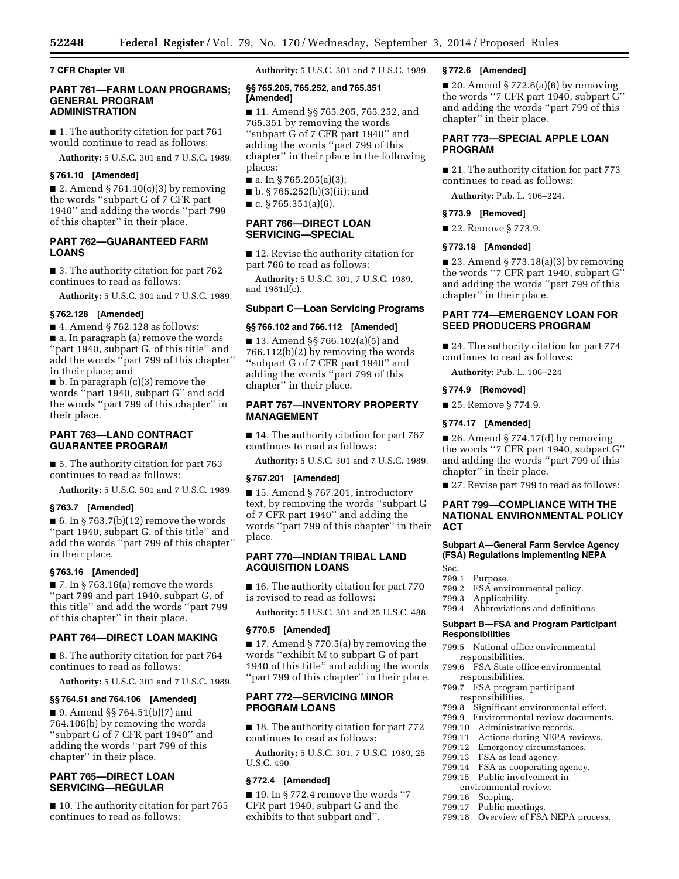**7 CFR Chapter VII**

## PART 761—FARM LOAN PROGRAMS; GENERAL PROGRAM ADMINISTRATION

■ 1. The authority citation for part 761 would continue to read as follows:

**Authority:** 5 U.S.C. 301 and 7 U.S.C. 1989.

### § 761.10 [Amended]

■ 2. Amend § 761.10(c)(3) by removing the words ''subpart G of 7 CFR part 1940'' and adding the words ''part 799 of this chapter'' in their place.

## PART 762—GUARANTEED FARM LOANS

■ 3. The authority citation for part 762 continues to read as follows:

**Authority:** 5 U.S.C. 301 and 7 U.S.C. 1989.

### § 762.128 [Amended]

■ 4. Amend § 762.128 as follows:

■ a. In paragraph (a) remove the words ''part 1940, subpart G, of this title'' and add the words ''part 799 of this chapter'' in their place; and

■ b. In paragraph (c)(3) remove the words ''part 1940, subpart G'' and add the words ''part 799 of this chapter'' in their place.

## PART 763—LAND CONTRACT GUARANTEE PROGRAM

■ 5. The authority citation for part 763 continues to read as follows:

**Authority:** 5 U.S.C. 501 and 7 U.S.C. 1989.

### § 763.7 [Amended]

■ 6. In § 763.7(b)(12) remove the words ''part 1940, subpart G, of this title'' and add the words ''part 799 of this chapter'' in their place.

### § 763.16 [Amended]

■ 7. In § 763.16(a) remove the words ''part 799 and part 1940, subpart G, of this title'' and add the words ''part 799 of this chapter'' in their place.

## PART 764—DIRECT LOAN MAKING

■ 8. The authority citation for part 764 continues to read as follows:

**Authority:** 5 U.S.C. 301 and 7 U.S.C. 1989.

### §§ 764.51 and 764.106 [Amended]

■ 9. Amend §§ 764.51(b)(7) and 764.106(b) by removing the words ''subpart G of 7 CFR part 1940'' and adding the words ''part 799 of this chapter'' in their place.

## PART 765—DIRECT LOAN SERVICING—REGULAR

■ 10. The authority citation for part 765 continues to read as follows:

**Authority:** 5 U.S.C. 301 and 7 U.S.C. 1989.

### §§ 765.205, 765.252, and 765.351 [Amended]

■ 11. Amend §§ 765.205, 765.252, and 765.351 by removing the words ''subpart G of 7 CFR part 1940'' and adding the words ''part 799 of this chapter'' in their place in the following places:

■ a. In § 765.205(a)(3);

■ b. § 765.252(b)(3)(ii); and

■ c. § 765.351(a)(6).

## PART 766—DIRECT LOAN SERVICING—SPECIAL

■ 12. Revise the authority citation for part 766 to read as follows:

**Authority:** 5 U.S.C. 301, 7 U.S.C. 1989, and 1981d(c).

### Subpart C—Loan Servicing Programs

### §§ 766.102 and 766.112 [Amended]

■ 13. Amend §§ 766.102(a)(5) and 766.112(b)(2) by removing the words ''subpart G of 7 CFR part 1940'' and adding the words ''part 799 of this chapter'' in their place.

## PART 767—INVENTORY PROPERTY MANAGEMENT

■ 14. The authority citation for part 767 continues to read as follows:

**Authority:** 5 U.S.C. 301 and 7 U.S.C. 1989.

### § 767.201 [Amended]

■ 15. Amend § 767.201, introductory text, by removing the words ''subpart G of 7 CFR part 1940'' and adding the words ''part 799 of this chapter'' in their place.

## PART 770—INDIAN TRIBAL LAND ACQUISITION LOANS

■ 16. The authority citation for part 770 is revised to read as follows:

**Authority:** 5 U.S.C. 301 and 25 U.S.C. 488.

### § 770.5 [Amended]

■ 17. Amend § 770.5(a) by removing the words ''exhibit M to subpart G of part 1940 of this title'' and adding the words ''part 799 of this chapter'' in their place.

## PART 772—SERVICING MINOR PROGRAM LOANS

■ 18. The authority citation for part 772 continues to read as follows:

**Authority:** 5 U.S.C. 301, 7 U.S.C. 1989, 25 U.S.C. 490.

### § 772.4 [Amended]

■ 19. In § 772.4 remove the words ''7 CFR part 1940, subpart G and the exhibits to that subpart and''.

### § 772.6 [Amended]

■ 20. Amend § 772.6(a)(6) by removing the words ''7 CFR part 1940, subpart G'' and adding the words ''part 799 of this chapter'' in their place.

## PART 773—SPECIAL APPLE LOAN PROGRAM

■ 21. The authority citation for part 773 continues to read as follows:

**Authority:** Pub. L. 106–224.

### § 773.9 [Removed]

■ 22. Remove § 773.9.

### § 773.18 [Amended]

■ 23. Amend § 773.18(a)(3) by removing the words ''7 CFR part 1940, subpart G'' and adding the words ''part 799 of this chapter'' in their place.

## PART 774—EMERGENCY LOAN FOR SEED PRODUCERS PROGRAM

■ 24. The authority citation for part 774 continues to read as follows:

**Authority:** Pub. L. 106–224

### § 774.9 [Removed]

■ 25. Remove § 774.9.

### § 774.17 [Amended]

■ 26. Amend § 774.17(d) by removing the words ''7 CFR part 1940, subpart G'' and adding the words ''part 799 of this chapter'' in their place.

■ 27. Revise part 799 to read as follows:

## PART 799—COMPLIANCE WITH THE NATIONAL ENVIRONMENTAL POLICY ACT

### Subpart A—General Farm Service Agency (FSA) Regulations Implementing NEPA

Sec.
799.1 Purpose.
799.2 FSA environmental policy.
799.3 Applicability.
799.4 Abbreviations and definitions.

### Subpart B—FSA and Program Participant Responsibilities

799.5 National office environmental responsibilities.
799.6 FSA State office environmental responsibilities.
799.7 FSA program participant responsibilities.
799.8 Significant environmental effect.
799.9 Environmental review documents.
799.10 Administrative records.
799.11 Actions during NEPA reviews.
799.12 Emergency circumstances.
799.13 FSA as lead agency.
799.14 FSA as cooperating agency.
799.15 Public involvement in environmental review.
799.16 Scoping.
799.17 Public meetings.
799.18 Overview of FSA NEPA process.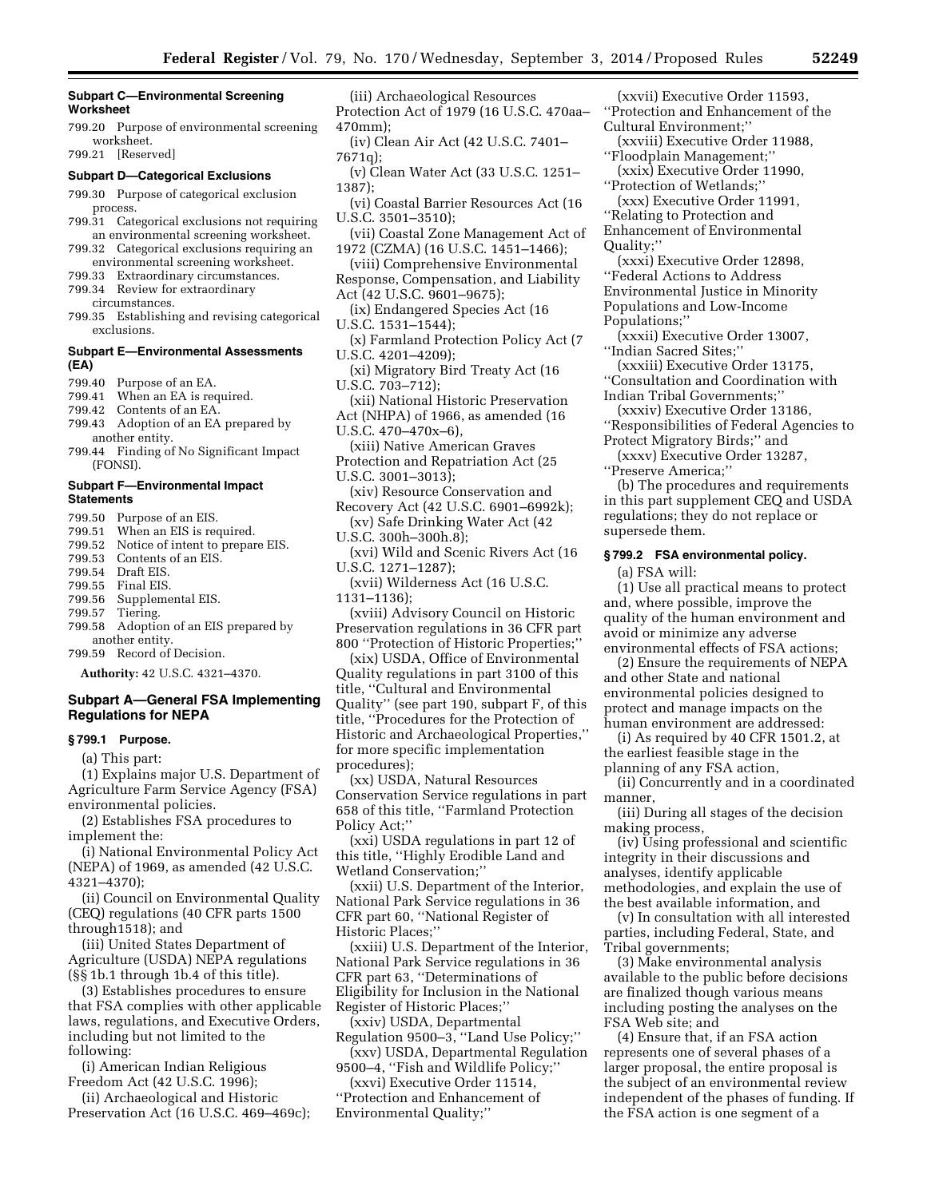**Subpart C—Environmental Screening Worksheet**

799.20 Purpose of environmental screening worksheet.
799.21 [Reserved]

**Subpart D—Categorical Exclusions**

799.30 Purpose of categorical exclusion process.
799.31 Categorical exclusions not requiring an environmental screening worksheet.
799.32 Categorical exclusions requiring an environmental screening worksheet.
799.33 Extraordinary circumstances.
799.34 Review for extraordinary circumstances.
799.35 Establishing and revising categorical exclusions.

**Subpart E—Environmental Assessments (EA)**

799.40 Purpose of an EA.
799.41 When an EA is required.
799.42 Contents of an EA.
799.43 Adoption of an EA prepared by another entity.
799.44 Finding of No Significant Impact (FONSI).

**Subpart F—Environmental Impact Statements**

799.50 Purpose of an EIS.
799.51 When an EIS is required.
799.52 Notice of intent to prepare EIS.
799.53 Contents of an EIS.
799.54 Draft EIS.
799.55 Final EIS.
799.56 Supplemental EIS.
799.57 Tiering.
799.58 Adoption of an EIS prepared by another entity.
799.59 Record of Decision.

**Authority:** 42 U.S.C. 4321–4370.

## Subpart A—General FSA Implementing Regulations for NEPA

### § 799.1 Purpose.

(a) This part:

(1) Explains major U.S. Department of Agriculture Farm Service Agency (FSA) environmental policies.

(2) Establishes FSA procedures to implement the:

(i) National Environmental Policy Act (NEPA) of 1969, as amended (42 U.S.C. 4321–4370);

(ii) Council on Environmental Quality (CEQ) regulations (40 CFR parts 1500 through1518); and

(iii) United States Department of Agriculture (USDA) NEPA regulations (§§ 1b.1 through 1b.4 of this title).

(3) Establishes procedures to ensure that FSA complies with other applicable laws, regulations, and Executive Orders, including but not limited to the following:

(i) American Indian Religious Freedom Act (42 U.S.C. 1996);

(ii) Archaeological and Historic Preservation Act (16 U.S.C. 469–469c);

(iii) Archaeological Resources Protection Act of 1979 (16 U.S.C. 470aa–470mm);

(iv) Clean Air Act (42 U.S.C. 7401–7671q);

(v) Clean Water Act (33 U.S.C. 1251–1387);

(vi) Coastal Barrier Resources Act (16 U.S.C. 3501–3510);

(vii) Coastal Zone Management Act of 1972 (CZMA) (16 U.S.C. 1451–1466);

(viii) Comprehensive Environmental Response, Compensation, and Liability Act (42 U.S.C. 9601–9675);

(ix) Endangered Species Act (16 U.S.C. 1531–1544);

(x) Farmland Protection Policy Act (7 U.S.C. 4201–4209);

(xi) Migratory Bird Treaty Act (16 U.S.C. 703–712);

(xii) National Historic Preservation Act (NHPA) of 1966, as amended (16 U.S.C. 470–470x–6),

(xiii) Native American Graves Protection and Repatriation Act (25 U.S.C. 3001–3013);

(xiv) Resource Conservation and Recovery Act (42 U.S.C. 6901–6992k);

(xv) Safe Drinking Water Act (42 U.S.C. 300h–300h.8);

(xvi) Wild and Scenic Rivers Act (16 U.S.C. 1271–1287);

(xvii) Wilderness Act (16 U.S.C. 1131–1136);

(xviii) Advisory Council on Historic Preservation regulations in 36 CFR part 800 ''Protection of Historic Properties;''

(xix) USDA, Office of Environmental Quality regulations in part 3100 of this title, ''Cultural and Environmental Quality'' (see part 190, subpart F, of this title, ''Procedures for the Protection of Historic and Archaeological Properties,'' for more specific implementation procedures);

(xx) USDA, Natural Resources Conservation Service regulations in part 658 of this title, ''Farmland Protection Policy Act;''

(xxi) USDA regulations in part 12 of this title, ''Highly Erodible Land and Wetland Conservation;''

(xxii) U.S. Department of the Interior, National Park Service regulations in 36 CFR part 60, ''National Register of Historic Places;''

(xxiii) U.S. Department of the Interior, National Park Service regulations in 36 CFR part 63, ''Determinations of Eligibility for Inclusion in the National Register of Historic Places;''

(xxiv) USDA, Departmental Regulation 9500–3, ''Land Use Policy;''

(xxv) USDA, Departmental Regulation 9500–4, ''Fish and Wildlife Policy;''

(xxvi) Executive Order 11514, ''Protection and Enhancement of Environmental Quality;''

(xxvii) Executive Order 11593, ''Protection and Enhancement of the Cultural Environment;''

(xxviii) Executive Order 11988, ''Floodplain Management;''

(xxix) Executive Order 11990, ''Protection of Wetlands;''

(xxx) Executive Order 11991, ''Relating to Protection and Enhancement of Environmental Quality;''

(xxxi) Executive Order 12898, ''Federal Actions to Address Environmental Justice in Minority Populations and Low-Income Populations;''

(xxxii) Executive Order 13007, ''Indian Sacred Sites;''

(xxxiii) Executive Order 13175, ''Consultation and Coordination with Indian Tribal Governments;''

(xxxiv) Executive Order 13186, ''Responsibilities of Federal Agencies to Protect Migratory Birds;'' and

(xxxv) Executive Order 13287, ''Preserve America;''

(b) The procedures and requirements in this part supplement CEQ and USDA regulations; they do not replace or supersede them.

### § 799.2 FSA environmental policy.

(a) FSA will:

(1) Use all practical means to protect and, where possible, improve the quality of the human environment and avoid or minimize any adverse environmental effects of FSA actions;

(2) Ensure the requirements of NEPA and other State and national environmental policies designed to protect and manage impacts on the human environment are addressed:

(i) As required by 40 CFR 1501.2, at the earliest feasible stage in the planning of any FSA action,

(ii) Concurrently and in a coordinated manner,

(iii) During all stages of the decision making process,

(iv) Using professional and scientific integrity in their discussions and analyses, identify applicable methodologies, and explain the use of the best available information, and

(v) In consultation with all interested parties, including Federal, State, and Tribal governments;

(3) Make environmental analysis available to the public before decisions are finalized though various means including posting the analyses on the FSA Web site; and

(4) Ensure that, if an FSA action represents one of several phases of a larger proposal, the entire proposal is the subject of an environmental review independent of the phases of funding. If the FSA action is one segment of a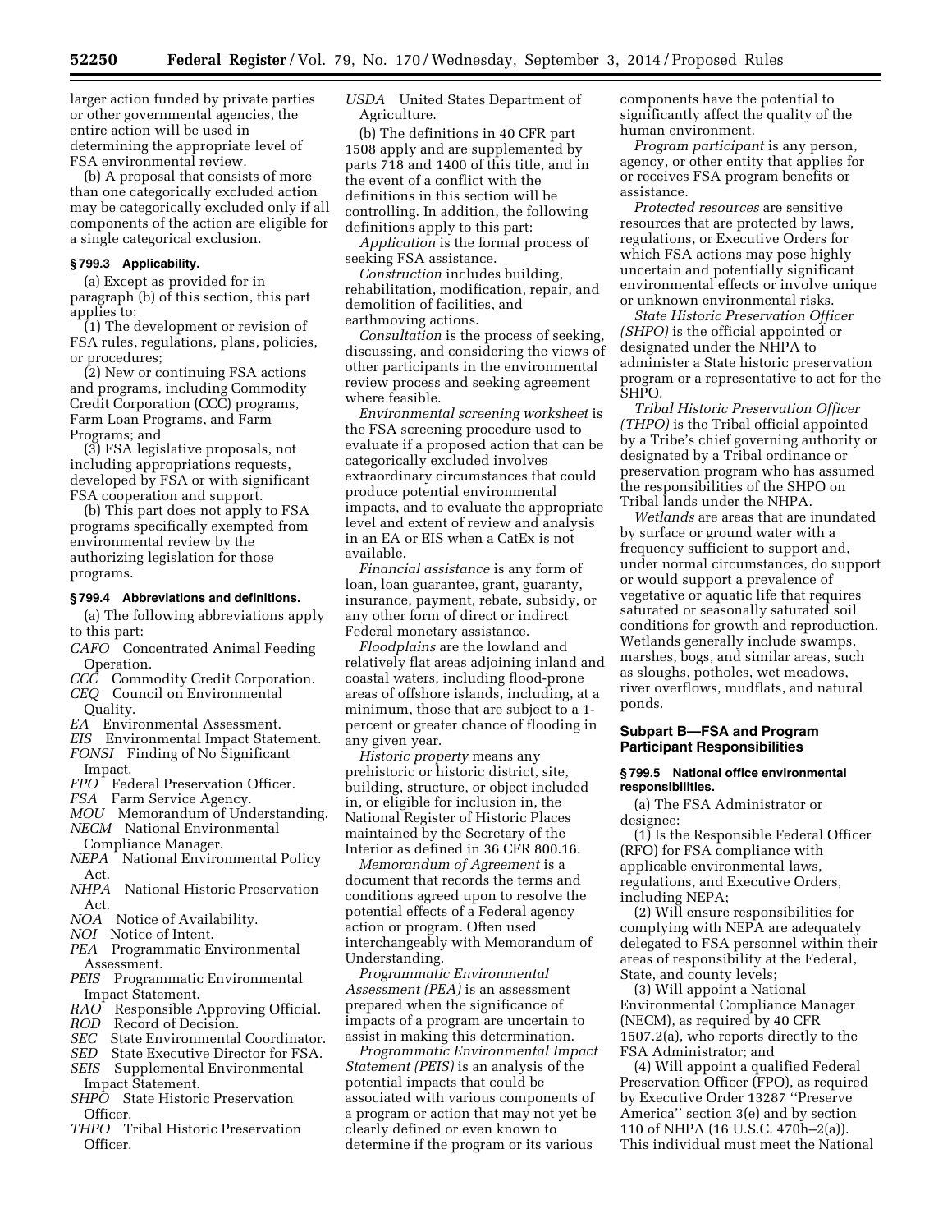larger action funded by private parties or other governmental agencies, the entire action will be used in determining the appropriate level of FSA environmental review.

(b) A proposal that consists of more than one categorically excluded action may be categorically excluded only if all components of the action are eligible for a single categorical exclusion.

### § 799.3 Applicability.

(a) Except as provided for in paragraph (b) of this section, this part applies to:

(1) The development or revision of FSA rules, regulations, plans, policies, or procedures;

(2) New or continuing FSA actions and programs, including Commodity Credit Corporation (CCC) programs, Farm Loan Programs, and Farm Programs; and

(3) FSA legislative proposals, not including appropriations requests, developed by FSA or with significant FSA cooperation and support.

(b) This part does not apply to FSA programs specifically exempted from environmental review by the authorizing legislation for those programs.

### § 799.4 Abbreviations and definitions.

(a) The following abbreviations apply to this part:

*CAFO* Concentrated Animal Feeding Operation.
*CCC* Commodity Credit Corporation.
*CEQ* Council on Environmental Quality.
*EA* Environmental Assessment.
*EIS* Environmental Impact Statement.
*FONSI* Finding of No Significant Impact.
*FPO* Federal Preservation Officer.
*FSA* Farm Service Agency.
*MOU* Memorandum of Understanding.
*NECM* National Environmental Compliance Manager.
*NEPA* National Environmental Policy Act.
*NHPA* National Historic Preservation Act.
*NOA* Notice of Availability.
*NOI* Notice of Intent.
*PEA* Programmatic Environmental Assessment.
*PEIS* Programmatic Environmental Impact Statement.
*RAO* Responsible Approving Official.
*ROD* Record of Decision.
*SEC* State Environmental Coordinator.
*SED* State Executive Director for FSA.
*SEIS* Supplemental Environmental Impact Statement.
*SHPO* State Historic Preservation Officer.
*THPO* Tribal Historic Preservation Officer.
*USDA* United States Department of Agriculture.

(b) The definitions in 40 CFR part 1508 apply and are supplemented by parts 718 and 1400 of this title, and in the event of a conflict with the definitions in this section will be controlling. In addition, the following definitions apply to this part:

*Application* is the formal process of seeking FSA assistance.

*Construction* includes building, rehabilitation, modification, repair, and demolition of facilities, and earthmoving actions.

*Consultation* is the process of seeking, discussing, and considering the views of other participants in the environmental review process and seeking agreement where feasible.

*Environmental screening worksheet* is the FSA screening procedure used to evaluate if a proposed action that can be categorically excluded involves extraordinary circumstances that could produce potential environmental impacts, and to evaluate the appropriate level and extent of review and analysis in an EA or EIS when a CatEx is not available.

*Financial assistance* is any form of loan, loan guarantee, grant, guaranty, insurance, payment, rebate, subsidy, or any other form of direct or indirect Federal monetary assistance.

*Floodplains* are the lowland and relatively flat areas adjoining inland and coastal waters, including flood-prone areas of offshore islands, including, at a minimum, those that are subject to a 1-percent or greater chance of flooding in any given year.

*Historic property* means any prehistoric or historic district, site, building, structure, or object included in, or eligible for inclusion in, the National Register of Historic Places maintained by the Secretary of the Interior as defined in 36 CFR 800.16.

*Memorandum of Agreement* is a document that records the terms and conditions agreed upon to resolve the potential effects of a Federal agency action or program. Often used interchangeably with Memorandum of Understanding.

*Programmatic Environmental Assessment (PEA)* is an assessment prepared when the significance of impacts of a program are uncertain to assist in making this determination.

*Programmatic Environmental Impact Statement (PEIS)* is an analysis of the potential impacts that could be associated with various components of a program or action that may not yet be clearly defined or even known to determine if the program or its various components have the potential to significantly affect the quality of the human environment.

*Program participant* is any person, agency, or other entity that applies for or receives FSA program benefits or assistance.

*Protected resources* are sensitive resources that are protected by laws, regulations, or Executive Orders for which FSA actions may pose highly uncertain and potentially significant environmental effects or involve unique or unknown environmental risks.

*State Historic Preservation Officer (SHPO)* is the official appointed or designated under the NHPA to administer a State historic preservation program or a representative to act for the SHPO.

*Tribal Historic Preservation Officer (THPO)* is the Tribal official appointed by a Tribe's chief governing authority or designated by a Tribal ordinance or preservation program who has assumed the responsibilities of the SHPO on Tribal lands under the NHPA.

*Wetlands* are areas that are inundated by surface or ground water with a frequency sufficient to support and, under normal circumstances, do support or would support a prevalence of vegetative or aquatic life that requires saturated or seasonally saturated soil conditions for growth and reproduction. Wetlands generally include swamps, marshes, bogs, and similar areas, such as sloughs, potholes, wet meadows, river overflows, mudflats, and natural ponds.

## Subpart B—FSA and Program Participant Responsibilities

### § 799.5 National office environmental responsibilities.

(a) The FSA Administrator or designee:

(1) Is the Responsible Federal Officer (RFO) for FSA compliance with applicable environmental laws, regulations, and Executive Orders, including NEPA;

(2) Will ensure responsibilities for complying with NEPA are adequately delegated to FSA personnel within their areas of responsibility at the Federal, State, and county levels;

(3) Will appoint a National Environmental Compliance Manager (NECM), as required by 40 CFR 1507.2(a), who reports directly to the FSA Administrator; and

(4) Will appoint a qualified Federal Preservation Officer (FPO), as required by Executive Order 13287 ''Preserve America'' section 3(e) and by section 110 of NHPA (16 U.S.C. 470h–2(a)). This individual must meet the National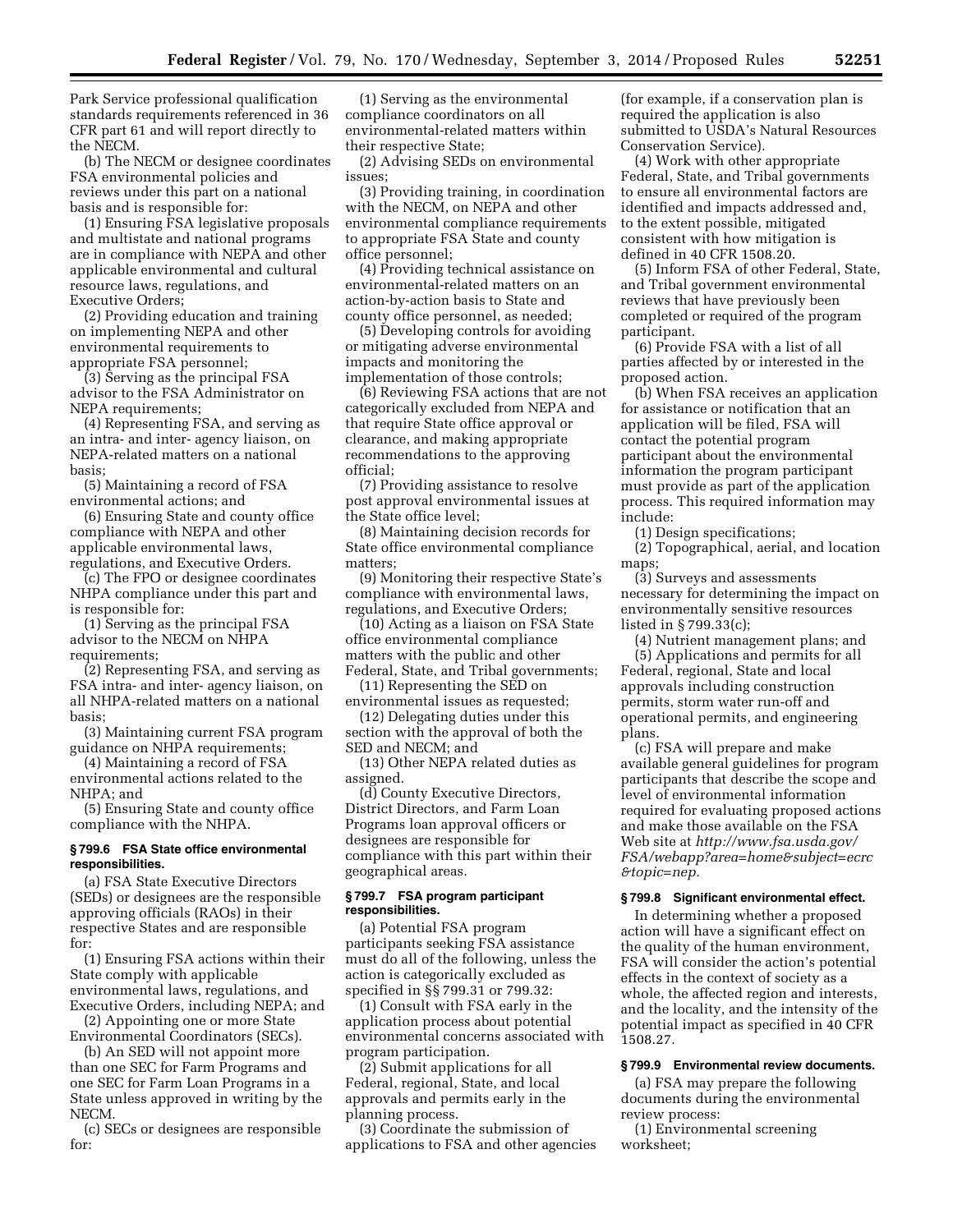Park Service professional qualification standards requirements referenced in 36 CFR part 61 and will report directly to the NECM.

(b) The NECM or designee coordinates FSA environmental policies and reviews under this part on a national basis and is responsible for:

(1) Ensuring FSA legislative proposals and multistate and national programs are in compliance with NEPA and other applicable environmental and cultural resource laws, regulations, and Executive Orders;

(2) Providing education and training on implementing NEPA and other environmental requirements to appropriate FSA personnel;

(3) Serving as the principal FSA advisor to the FSA Administrator on NEPA requirements;

(4) Representing FSA, and serving as an intra- and inter- agency liaison, on NEPA-related matters on a national basis;

(5) Maintaining a record of FSA environmental actions; and

(6) Ensuring State and county office compliance with NEPA and other applicable environmental laws, regulations, and Executive Orders.

(c) The FPO or designee coordinates NHPA compliance under this part and is responsible for:

(1) Serving as the principal FSA advisor to the NECM on NHPA requirements;

(2) Representing FSA, and serving as FSA intra- and inter- agency liaison, on all NHPA-related matters on a national basis;

(3) Maintaining current FSA program guidance on NHPA requirements;

(4) Maintaining a record of FSA environmental actions related to the NHPA; and

(5) Ensuring State and county office compliance with the NHPA.

**§ 799.6 FSA State office environmental responsibilities.**

(a) FSA State Executive Directors (SEDs) or designees are the responsible approving officials (RAOs) in their respective States and are responsible for:

(1) Ensuring FSA actions within their State comply with applicable environmental laws, regulations, and Executive Orders, including NEPA; and

(2) Appointing one or more State Environmental Coordinators (SECs).

(b) An SED will not appoint more than one SEC for Farm Programs and one SEC for Farm Loan Programs in a State unless approved in writing by the NECM.

(c) SECs or designees are responsible for:

(1) Serving as the environmental compliance coordinators on all environmental-related matters within their respective State;

(2) Advising SEDs on environmental issues;

(3) Providing training, in coordination with the NECM, on NEPA and other environmental compliance requirements to appropriate FSA State and county office personnel;

(4) Providing technical assistance on environmental-related matters on an action-by-action basis to State and county office personnel, as needed;

(5) Developing controls for avoiding or mitigating adverse environmental impacts and monitoring the implementation of those controls;

(6) Reviewing FSA actions that are not categorically excluded from NEPA and that require State office approval or clearance, and making appropriate recommendations to the approving official;

(7) Providing assistance to resolve post approval environmental issues at the State office level;

(8) Maintaining decision records for State office environmental compliance matters;

(9) Monitoring their respective State's compliance with environmental laws, regulations, and Executive Orders;

(10) Acting as a liaison on FSA State office environmental compliance matters with the public and other Federal, State, and Tribal governments;

(11) Representing the SED on environmental issues as requested;

(12) Delegating duties under this section with the approval of both the SED and NECM; and

(13) Other NEPA related duties as assigned.

(d) County Executive Directors, District Directors, and Farm Loan Programs loan approval officers or designees are responsible for compliance with this part within their geographical areas.

**§ 799.7 FSA program participant responsibilities.**

(a) Potential FSA program participants seeking FSA assistance must do all of the following, unless the action is categorically excluded as specified in §§ 799.31 or 799.32:

(1) Consult with FSA early in the application process about potential environmental concerns associated with program participation.

(2) Submit applications for all Federal, regional, State, and local approvals and permits early in the planning process.

(3) Coordinate the submission of applications to FSA and other agencies (for example, if a conservation plan is required the application is also submitted to USDA's Natural Resources Conservation Service).

(4) Work with other appropriate Federal, State, and Tribal governments to ensure all environmental factors are identified and impacts addressed and, to the extent possible, mitigated consistent with how mitigation is defined in 40 CFR 1508.20.

(5) Inform FSA of other Federal, State, and Tribal government environmental reviews that have previously been completed or required of the program participant.

(6) Provide FSA with a list of all parties affected by or interested in the proposed action.

(b) When FSA receives an application for assistance or notification that an application will be filed, FSA will contact the potential program participant about the environmental information the program participant must provide as part of the application process. This required information may include:

(1) Design specifications;

(2) Topographical, aerial, and location maps;

(3) Surveys and assessments necessary for determining the impact on environmentally sensitive resources listed in § 799.33(c);

(4) Nutrient management plans; and

(5) Applications and permits for all Federal, regional, State and local approvals including construction permits, storm water run-off and operational permits, and engineering plans.

(c) FSA will prepare and make available general guidelines for program participants that describe the scope and level of environmental information required for evaluating proposed actions and make those available on the FSA Web site at *http://www.fsa.usda.gov/FSA/webapp?area=home&subject=ecrc&topic=nep.*

**§ 799.8 Significant environmental effect.**

In determining whether a proposed action will have a significant effect on the quality of the human environment, FSA will consider the action's potential effects in the context of society as a whole, the affected region and interests, and the locality, and the intensity of the potential impact as specified in 40 CFR 1508.27.

**§ 799.9 Environmental review documents.**

(a) FSA may prepare the following documents during the environmental review process:

(1) Environmental screening worksheet;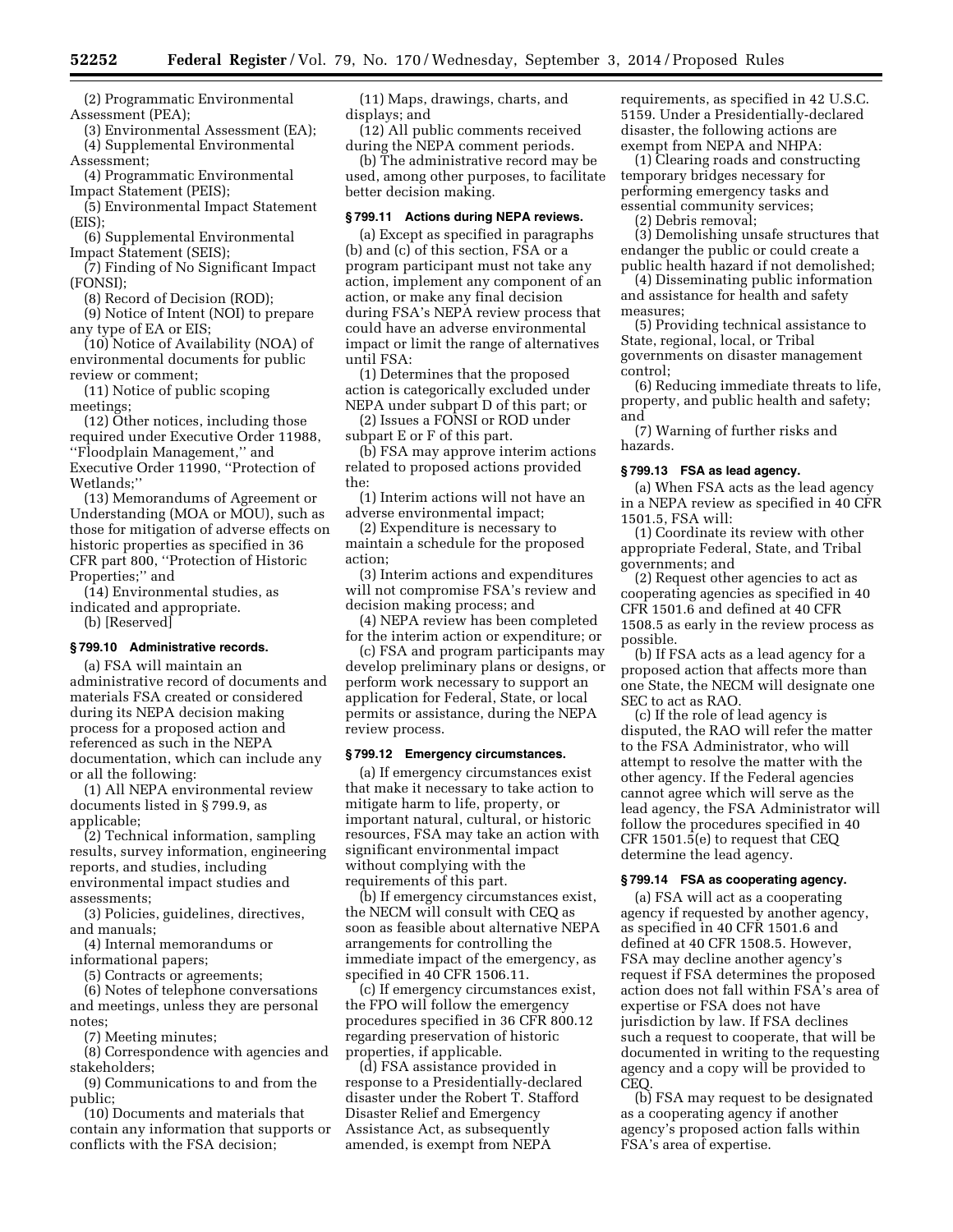(2) Programmatic Environmental Assessment (PEA);

(3) Environmental Assessment (EA);

(4) Supplemental Environmental Assessment;

(4) Programmatic Environmental Impact Statement (PEIS);

(5) Environmental Impact Statement (EIS);

(6) Supplemental Environmental Impact Statement (SEIS);

(7) Finding of No Significant Impact (FONSI);

(8) Record of Decision (ROD);

(9) Notice of Intent (NOI) to prepare any type of EA or EIS;

(10) Notice of Availability (NOA) of environmental documents for public review or comment;

(11) Notice of public scoping meetings;

(12) Other notices, including those required under Executive Order 11988, ''Floodplain Management,'' and Executive Order 11990, ''Protection of Wetlands;''

(13) Memorandums of Agreement or Understanding (MOA or MOU), such as those for mitigation of adverse effects on historic properties as specified in 36 CFR part 800, ''Protection of Historic Properties;'' and

(14) Environmental studies, as indicated and appropriate.

(b) [Reserved]

### § 799.10 Administrative records.

(a) FSA will maintain an administrative record of documents and materials FSA created or considered during its NEPA decision making process for a proposed action and referenced as such in the NEPA documentation, which can include any or all the following:

(1) All NEPA environmental review documents listed in § 799.9, as applicable;

(2) Technical information, sampling results, survey information, engineering reports, and studies, including environmental impact studies and assessments;

(3) Policies, guidelines, directives, and manuals;

(4) Internal memorandums or informational papers;

(5) Contracts or agreements;

(6) Notes of telephone conversations and meetings, unless they are personal notes;

(7) Meeting minutes;

(8) Correspondence with agencies and stakeholders;

(9) Communications to and from the public;

(10) Documents and materials that contain any information that supports or conflicts with the FSA decision;

(11) Maps, drawings, charts, and displays; and

(12) All public comments received during the NEPA comment periods.

(b) The administrative record may be used, among other purposes, to facilitate better decision making.

### § 799.11 Actions during NEPA reviews.

(a) Except as specified in paragraphs (b) and (c) of this section, FSA or a program participant must not take any action, implement any component of an action, or make any final decision during FSA's NEPA review process that could have an adverse environmental impact or limit the range of alternatives until FSA:

(1) Determines that the proposed action is categorically excluded under NEPA under subpart D of this part; or

(2) Issues a FONSI or ROD under subpart E or F of this part.

(b) FSA may approve interim actions related to proposed actions provided the:

(1) Interim actions will not have an adverse environmental impact;

(2) Expenditure is necessary to maintain a schedule for the proposed action;

(3) Interim actions and expenditures will not compromise FSA's review and decision making process; and

(4) NEPA review has been completed for the interim action or expenditure; or

(c) FSA and program participants may develop preliminary plans or designs, or perform work necessary to support an application for Federal, State, or local permits or assistance, during the NEPA review process.

### § 799.12 Emergency circumstances.

(a) If emergency circumstances exist that make it necessary to take action to mitigate harm to life, property, or important natural, cultural, or historic resources, FSA may take an action with significant environmental impact without complying with the requirements of this part.

(b) If emergency circumstances exist, the NECM will consult with CEQ as soon as feasible about alternative NEPA arrangements for controlling the immediate impact of the emergency, as specified in 40 CFR 1506.11.

(c) If emergency circumstances exist, the FPO will follow the emergency procedures specified in 36 CFR 800.12 regarding preservation of historic properties, if applicable.

(d) FSA assistance provided in response to a Presidentially-declared disaster under the Robert T. Stafford Disaster Relief and Emergency Assistance Act, as subsequently amended, is exempt from NEPA requirements, as specified in 42 U.S.C. 5159. Under a Presidentially-declared disaster, the following actions are exempt from NEPA and NHPA:

(1) Clearing roads and constructing temporary bridges necessary for performing emergency tasks and essential community services;

(2) Debris removal;

(3) Demolishing unsafe structures that endanger the public or could create a public health hazard if not demolished;

(4) Disseminating public information and assistance for health and safety measures;

(5) Providing technical assistance to State, regional, local, or Tribal governments on disaster management control;

(6) Reducing immediate threats to life, property, and public health and safety; and

(7) Warning of further risks and hazards.

### § 799.13 FSA as lead agency.

(a) When FSA acts as the lead agency in a NEPA review as specified in 40 CFR 1501.5, FSA will:

(1) Coordinate its review with other appropriate Federal, State, and Tribal governments; and

(2) Request other agencies to act as cooperating agencies as specified in 40 CFR 1501.6 and defined at 40 CFR 1508.5 as early in the review process as possible.

(b) If FSA acts as a lead agency for a proposed action that affects more than one State, the NECM will designate one SEC to act as RAO.

(c) If the role of lead agency is disputed, the RAO will refer the matter to the FSA Administrator, who will attempt to resolve the matter with the other agency. If the Federal agencies cannot agree which will serve as the lead agency, the FSA Administrator will follow the procedures specified in 40 CFR 1501.5(e) to request that CEQ determine the lead agency.

### § 799.14 FSA as cooperating agency.

(a) FSA will act as a cooperating agency if requested by another agency, as specified in 40 CFR 1501.6 and defined at 40 CFR 1508.5. However, FSA may decline another agency's request if FSA determines the proposed action does not fall within FSA's area of expertise or FSA does not have jurisdiction by law. If FSA declines such a request to cooperate, that will be documented in writing to the requesting agency and a copy will be provided to CEQ.

(b) FSA may request to be designated as a cooperating agency if another agency's proposed action falls within FSA's area of expertise.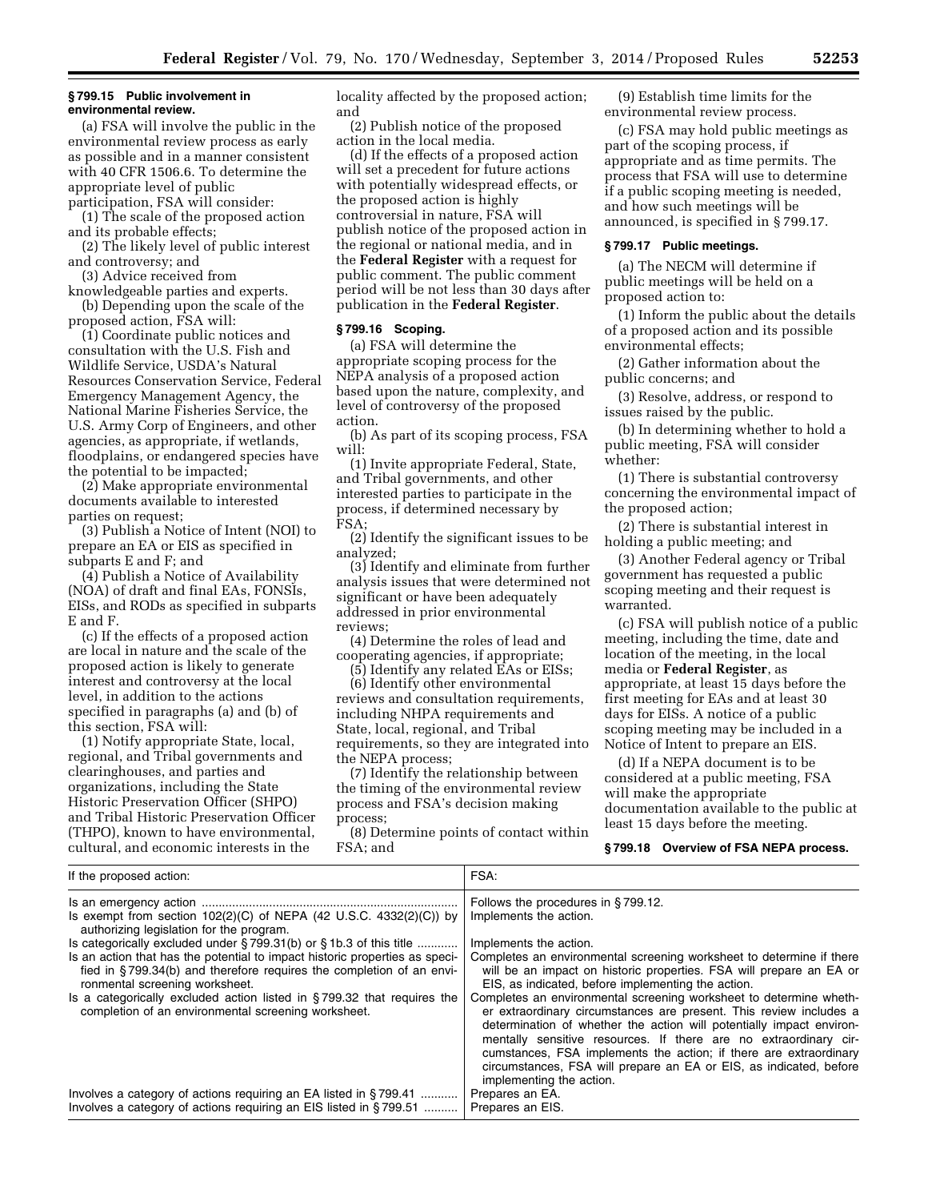### § 799.15 Public involvement in environmental review.

(a) FSA will involve the public in the environmental review process as early as possible and in a manner consistent with 40 CFR 1506.6. To determine the appropriate level of public participation, FSA will consider:

(1) The scale of the proposed action and its probable effects;

(2) The likely level of public interest and controversy; and

(3) Advice received from knowledgeable parties and experts.

(b) Depending upon the scale of the proposed action, FSA will:

(1) Coordinate public notices and consultation with the U.S. Fish and Wildlife Service, USDA's Natural Resources Conservation Service, Federal Emergency Management Agency, the National Marine Fisheries Service, the U.S. Army Corp of Engineers, and other agencies, as appropriate, if wetlands, floodplains, or endangered species have the potential to be impacted;

(2) Make appropriate environmental documents available to interested parties on request;

(3) Publish a Notice of Intent (NOI) to prepare an EA or EIS as specified in subparts E and F; and

(4) Publish a Notice of Availability (NOA) of draft and final EAs, FONSIs, EISs, and RODs as specified in subparts E and F.

(c) If the effects of a proposed action are local in nature and the scale of the proposed action is likely to generate interest and controversy at the local level, in addition to the actions specified in paragraphs (a) and (b) of this section, FSA will:

(1) Notify appropriate State, local, regional, and Tribal governments and clearinghouses, and parties and organizations, including the State Historic Preservation Officer (SHPO) and Tribal Historic Preservation Officer (THPO), known to have environmental, cultural, and economic interests in the locality affected by the proposed action; and

(2) Publish notice of the proposed action in the local media.

(d) If the effects of a proposed action will set a precedent for future actions with potentially widespread effects, or the proposed action is highly controversial in nature, FSA will publish notice of the proposed action in the regional or national media, and in the **Federal Register** with a request for public comment. The public comment period will be not less than 30 days after publication in the **Federal Register**.

### § 799.16 Scoping.

(a) FSA will determine the appropriate scoping process for the NEPA analysis of a proposed action based upon the nature, complexity, and level of controversy of the proposed action.

(b) As part of its scoping process, FSA will:

(1) Invite appropriate Federal, State, and Tribal governments, and other interested parties to participate in the process, if determined necessary by FSA;

(2) Identify the significant issues to be analyzed;

(3) Identify and eliminate from further analysis issues that were determined not significant or have been adequately addressed in prior environmental reviews;

(4) Determine the roles of lead and cooperating agencies, if appropriate;

(5) Identify any related EAs or EISs;

(6) Identify other environmental reviews and consultation requirements, including NHPA requirements and State, local, regional, and Tribal requirements, so they are integrated into the NEPA process;

(7) Identify the relationship between the timing of the environmental review process and FSA's decision making process;

(8) Determine points of contact within FSA; and

(9) Establish time limits for the environmental review process.

(c) FSA may hold public meetings as part of the scoping process, if appropriate and as time permits. The process that FSA will use to determine if a public scoping meeting is needed, and how such meetings will be announced, is specified in § 799.17.

### § 799.17 Public meetings.

(a) The NECM will determine if public meetings will be held on a proposed action to:

(1) Inform the public about the details of a proposed action and its possible environmental effects;

(2) Gather information about the public concerns; and

(3) Resolve, address, or respond to issues raised by the public.

(b) In determining whether to hold a public meeting, FSA will consider whether:

(1) There is substantial controversy concerning the environmental impact of the proposed action;

(2) There is substantial interest in holding a public meeting; and

(3) Another Federal agency or Tribal government has requested a public scoping meeting and their request is warranted.

(c) FSA will publish notice of a public meeting, including the time, date and location of the meeting, in the local media or **Federal Register**, as appropriate, at least 15 days before the first meeting for EAs and at least 30 days for EISs. A notice of a public scoping meeting may be included in a Notice of Intent to prepare an EIS.

(d) If a NEPA document is to be considered at a public meeting, FSA will make the appropriate documentation available to the public at least 15 days before the meeting.

### § 799.18 Overview of FSA NEPA process.

| If the proposed action: | FSA: |
|---|---|
| Is an emergency action | Follows the procedures in § 799.12. |
| Is exempt from section 102(2)(C) of NEPA (42 U.S.C. 4332(2)(C)) by authorizing legislation for the program. | Implements the action. |
| Is categorically excluded under § 799.31(b) or § 1b.3 of this title | Implements the action. |
| Is an action that has the potential to impact historic properties as specified in § 799.34(b) and therefore requires the completion of an environmental screening worksheet. | Completes an environmental screening worksheet to determine if there will be an impact on historic properties. FSA will prepare an EA or EIS, as indicated, before implementing the action. |
| Is a categorically excluded action listed in § 799.32 that requires the completion of an environmental screening worksheet. | Completes an environmental screening worksheet to determine whether extraordinary circumstances are present. This review includes a determination of whether the action will potentially impact environmentally sensitive resources. If there are no extraordinary circumstances, FSA implements the action; if there are extraordinary circumstances, FSA will prepare an EA or EIS, as indicated, before implementing the action. |
| Involves a category of actions requiring an EA listed in § 799.41 | Prepares an EA. |
| Involves a category of actions requiring an EIS listed in § 799.51 | Prepares an EIS. |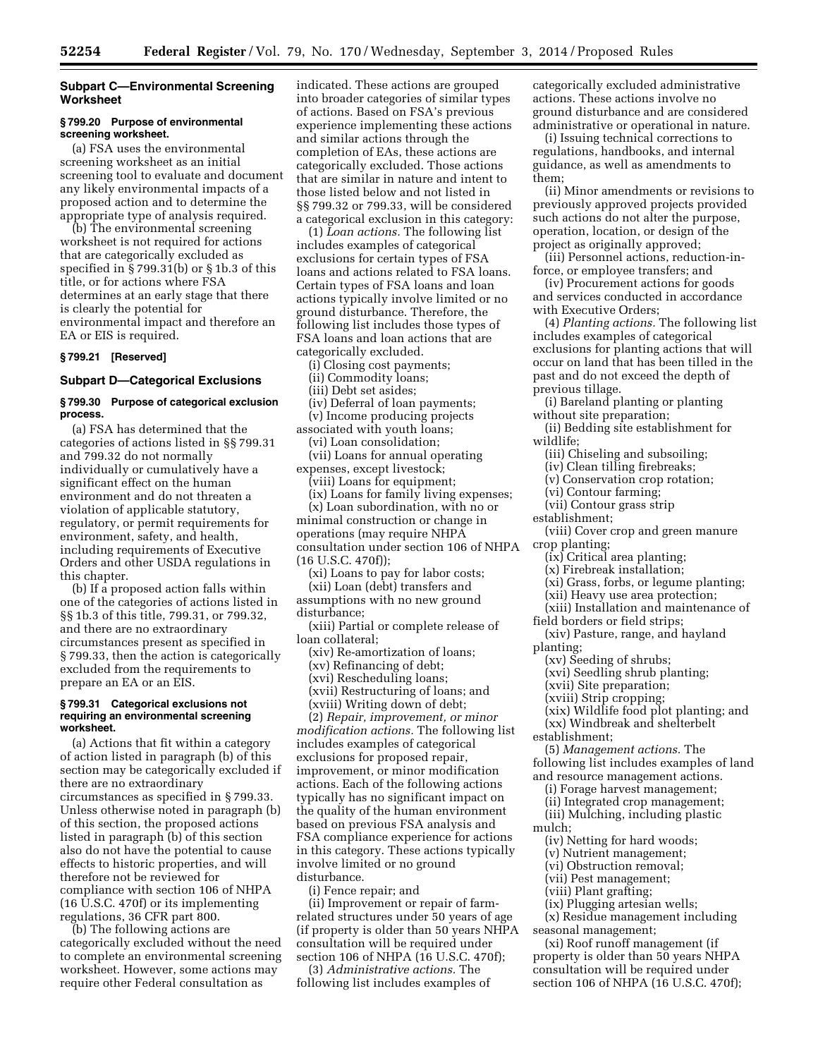## Subpart C—Environmental Screening Worksheet

### § 799.20 Purpose of environmental screening worksheet.

(a) FSA uses the environmental screening worksheet as an initial screening tool to evaluate and document any likely environmental impacts of a proposed action and to determine the appropriate type of analysis required.

(b) The environmental screening worksheet is not required for actions that are categorically excluded as specified in § 799.31(b) or § 1b.3 of this title, or for actions where FSA determines at an early stage that there is clearly the potential for environmental impact and therefore an EA or EIS is required.

### § 799.21 [Reserved]

## Subpart D—Categorical Exclusions

### § 799.30 Purpose of categorical exclusion process.

(a) FSA has determined that the categories of actions listed in §§ 799.31 and 799.32 do not normally individually or cumulatively have a significant effect on the human environment and do not threaten a violation of applicable statutory, regulatory, or permit requirements for environment, safety, and health, including requirements of Executive Orders and other USDA regulations in this chapter.

(b) If a proposed action falls within one of the categories of actions listed in §§ 1b.3 of this title, 799.31, or 799.32, and there are no extraordinary circumstances present as specified in § 799.33, then the action is categorically excluded from the requirements to prepare an EA or an EIS.

### § 799.31 Categorical exclusions not requiring an environmental screening worksheet.

(a) Actions that fit within a category of action listed in paragraph (b) of this section may be categorically excluded if there are no extraordinary circumstances as specified in § 799.33. Unless otherwise noted in paragraph (b) of this section, the proposed actions listed in paragraph (b) of this section also do not have the potential to cause effects to historic properties, and will therefore not be reviewed for compliance with section 106 of NHPA (16 U.S.C. 470f) or its implementing regulations, 36 CFR part 800.

(b) The following actions are categorically excluded without the need to complete an environmental screening worksheet. However, some actions may require other Federal consultation as indicated. These actions are grouped into broader categories of similar types of actions. Based on FSA's previous experience implementing these actions and similar actions through the completion of EAs, these actions are categorically excluded. Those actions that are similar in nature and intent to those listed below and not listed in §§ 799.32 or 799.33, will be considered a categorical exclusion in this category:

(1) *Loan actions.* The following list includes examples of categorical exclusions for certain types of FSA loans and actions related to FSA loans. Certain types of FSA loans and loan actions typically involve limited or no ground disturbance. Therefore, the following list includes those types of FSA loans and loan actions that are categorically excluded.

(i) Closing cost payments;

(ii) Commodity loans;

(iii) Debt set asides;

(iv) Deferral of loan payments;

(v) Income producing projects associated with youth loans;

(vi) Loan consolidation;

(vii) Loans for annual operating expenses, except livestock;

(viii) Loans for equipment;

(ix) Loans for family living expenses;

(x) Loan subordination, with no or minimal construction or change in operations (may require NHPA consultation under section 106 of NHPA (16 U.S.C. 470f));

(xi) Loans to pay for labor costs;

(xii) Loan (debt) transfers and assumptions with no new ground disturbance;

(xiii) Partial or complete release of loan collateral;

(xiv) Re-amortization of loans;

(xv) Refinancing of debt;

(xvi) Rescheduling loans;

(xvii) Restructuring of loans; and

(xviii) Writing down of debt;

(2) *Repair, improvement, or minor modification actions.* The following list includes examples of categorical exclusions for proposed repair, improvement, or minor modification actions. Each of the following actions typically has no significant impact on the quality of the human environment based on previous FSA analysis and FSA compliance experience for actions in this category. These actions typically involve limited or no ground disturbance.

(i) Fence repair; and

(ii) Improvement or repair of farm-related structures under 50 years of age (if property is older than 50 years NHPA consultation will be required under section 106 of NHPA (16 U.S.C. 470f);

(3) *Administrative actions.* The following list includes examples of categorically excluded administrative actions. These actions involve no ground disturbance and are considered administrative or operational in nature.

(i) Issuing technical corrections to regulations, handbooks, and internal guidance, as well as amendments to them;

(ii) Minor amendments or revisions to previously approved projects provided such actions do not alter the purpose, operation, location, or design of the project as originally approved;

(iii) Personnel actions, reduction-in-force, or employee transfers; and

(iv) Procurement actions for goods and services conducted in accordance with Executive Orders;

(4) *Planting actions.* The following list includes examples of categorical exclusions for planting actions that will occur on land that has been tilled in the past and do not exceed the depth of previous tillage.

(i) Bareland planting or planting without site preparation;

(ii) Bedding site establishment for wildlife;

(iii) Chiseling and subsoiling;

(iv) Clean tilling firebreaks;

(v) Conservation crop rotation;

(vi) Contour farming;

(vii) Contour grass strip establishment;

(viii) Cover crop and green manure crop planting;

(ix) Critical area planting;

(x) Firebreak installation;

(xi) Grass, forbs, or legume planting;

(xii) Heavy use area protection;

(xiii) Installation and maintenance of field borders or field strips;

(xiv) Pasture, range, and hayland planting;

(xv) Seeding of shrubs;

(xvi) Seedling shrub planting;

(xvii) Site preparation;

(xviii) Strip cropping;

(xix) Wildlife food plot planting; and

(xx) Windbreak and shelterbelt establishment;

(5) *Management actions.* The following list includes examples of land and resource management actions.

(i) Forage harvest management;

(ii) Integrated crop management;

(iii) Mulching, including plastic mulch;

(iv) Netting for hard woods;

(v) Nutrient management;

(vi) Obstruction removal;

(vii) Pest management;

(viii) Plant grafting;

(ix) Plugging artesian wells;

(x) Residue management including seasonal management;

(xi) Roof runoff management (if property is older than 50 years NHPA consultation will be required under section 106 of NHPA (16 U.S.C. 470f);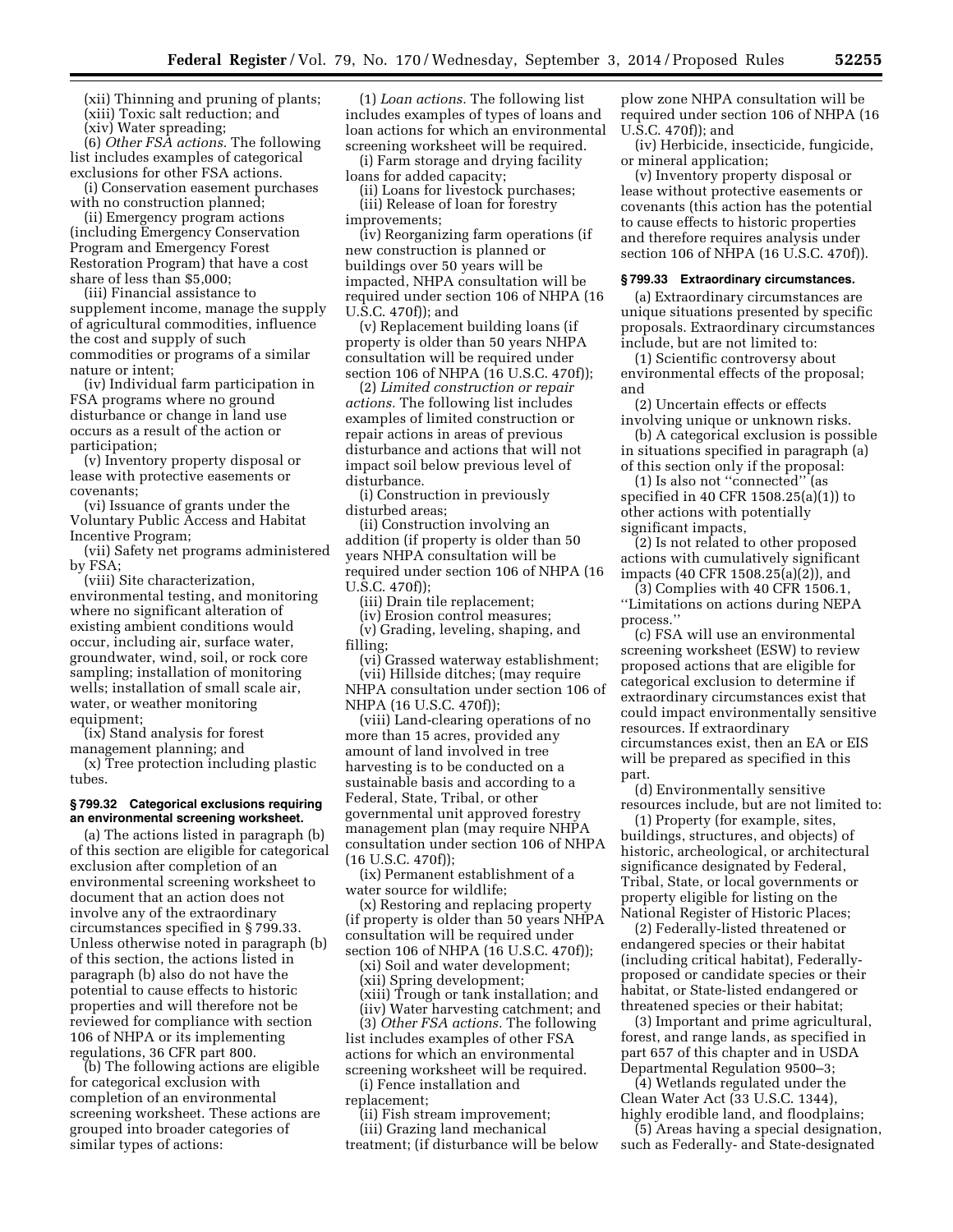(xii) Thinning and pruning of plants;

(xiii) Toxic salt reduction; and

(xiv) Water spreading;

(6) *Other FSA actions.* The following list includes examples of categorical exclusions for other FSA actions.

(i) Conservation easement purchases with no construction planned;

(ii) Emergency program actions (including Emergency Conservation Program and Emergency Forest Restoration Program) that have a cost share of less than $5,000;

(iii) Financial assistance to supplement income, manage the supply of agricultural commodities, influence the cost and supply of such commodities or programs of a similar nature or intent;

(iv) Individual farm participation in FSA programs where no ground disturbance or change in land use occurs as a result of the action or participation;

(v) Inventory property disposal or lease with protective easements or covenants;

(vi) Issuance of grants under the Voluntary Public Access and Habitat Incentive Program;

(vii) Safety net programs administered by FSA;

(viii) Site characterization, environmental testing, and monitoring where no significant alteration of existing ambient conditions would occur, including air, surface water, groundwater, wind, soil, or rock core sampling; installation of monitoring wells; installation of small scale air, water, or weather monitoring equipment;

(ix) Stand analysis for forest management planning; and

(x) Tree protection including plastic tubes.

### § 799.32 Categorical exclusions requiring an environmental screening worksheet.

(a) The actions listed in paragraph (b) of this section are eligible for categorical exclusion after completion of an environmental screening worksheet to document that an action does not involve any of the extraordinary circumstances specified in § 799.33. Unless otherwise noted in paragraph (b) of this section, the actions listed in paragraph (b) also do not have the potential to cause effects to historic properties and will therefore not be reviewed for compliance with section 106 of NHPA or its implementing regulations, 36 CFR part 800.

(b) The following actions are eligible for categorical exclusion with completion of an environmental screening worksheet. These actions are grouped into broader categories of similar types of actions:

(1) *Loan actions.* The following list includes examples of types of loans and loan actions for which an environmental screening worksheet will be required.

(i) Farm storage and drying facility loans for added capacity;

(ii) Loans for livestock purchases;

(iii) Release of loan for forestry improvements;

(iv) Reorganizing farm operations (if new construction is planned or buildings over 50 years will be impacted, NHPA consultation will be required under section 106 of NHPA (16 U.S.C. 470f)); and

(v) Replacement building loans (if property is older than 50 years NHPA consultation will be required under section 106 of NHPA (16 U.S.C. 470f));

(2) *Limited construction or repair actions.* The following list includes examples of limited construction or repair actions in areas of previous disturbance and actions that will not impact soil below previous level of disturbance.

(i) Construction in previously disturbed areas;

(ii) Construction involving an addition (if property is older than 50 years NHPA consultation will be required under section 106 of NHPA (16 U.S.C. 470f));

(iii) Drain tile replacement;

(iv) Erosion control measures;

(v) Grading, leveling, shaping, and filling;

(vi) Grassed waterway establishment;

(vii) Hillside ditches; (may require NHPA consultation under section 106 of NHPA (16 U.S.C. 470f));

(viii) Land-clearing operations of no more than 15 acres, provided any amount of land involved in tree harvesting is to be conducted on a sustainable basis and according to a Federal, State, Tribal, or other governmental unit approved forestry management plan (may require NHPA consultation under section 106 of NHPA (16 U.S.C. 470f));

(ix) Permanent establishment of a water source for wildlife;

(x) Restoring and replacing property (if property is older than 50 years NHPA consultation will be required under section 106 of NHPA (16 U.S.C. 470f));

(xi) Soil and water development;

(xii) Spring development;

(xiii) Trough or tank installation; and

(iiv) Water harvesting catchment; and

(3) *Other FSA actions.* The following list includes examples of other FSA actions for which an environmental screening worksheet will be required.

(i) Fence installation and replacement;

(ii) Fish stream improvement;

(iii) Grazing land mechanical treatment; (if disturbance will be below plow zone NHPA consultation will be required under section 106 of NHPA (16 U.S.C. 470f)); and

(iv) Herbicide, insecticide, fungicide, or mineral application;

(v) Inventory property disposal or lease without protective easements or covenants (this action has the potential to cause effects to historic properties and therefore requires analysis under section 106 of NHPA (16 U.S.C. 470f)).

### § 799.33 Extraordinary circumstances.

(a) Extraordinary circumstances are unique situations presented by specific proposals. Extraordinary circumstances include, but are not limited to:

(1) Scientific controversy about environmental effects of the proposal; and

(2) Uncertain effects or effects involving unique or unknown risks.

(b) A categorical exclusion is possible in situations specified in paragraph (a) of this section only if the proposal:

(1) Is also not ''connected'' (as specified in 40 CFR 1508.25(a)(1)) to other actions with potentially significant impacts,

(2) Is not related to other proposed actions with cumulatively significant impacts (40 CFR 1508.25(a)(2)), and

(3) Complies with 40 CFR 1506.1, ''Limitations on actions during NEPA process.''

(c) FSA will use an environmental screening worksheet (ESW) to review proposed actions that are eligible for categorical exclusion to determine if extraordinary circumstances exist that could impact environmentally sensitive resources. If extraordinary circumstances exist, then an EA or EIS will be prepared as specified in this part.

(d) Environmentally sensitive resources include, but are not limited to:

(1) Property (for example, sites, buildings, structures, and objects) of historic, archeological, or architectural significance designated by Federal, Tribal, State, or local governments or property eligible for listing on the National Register of Historic Places;

(2) Federally-listed threatened or endangered species or their habitat (including critical habitat), Federally-proposed or candidate species or their habitat, or State-listed endangered or threatened species or their habitat;

(3) Important and prime agricultural, forest, and range lands, as specified in part 657 of this chapter and in USDA Departmental Regulation 9500–3;

(4) Wetlands regulated under the Clean Water Act (33 U.S.C. 1344), highly erodible land, and floodplains;

(5) Areas having a special designation, such as Federally- and State-designated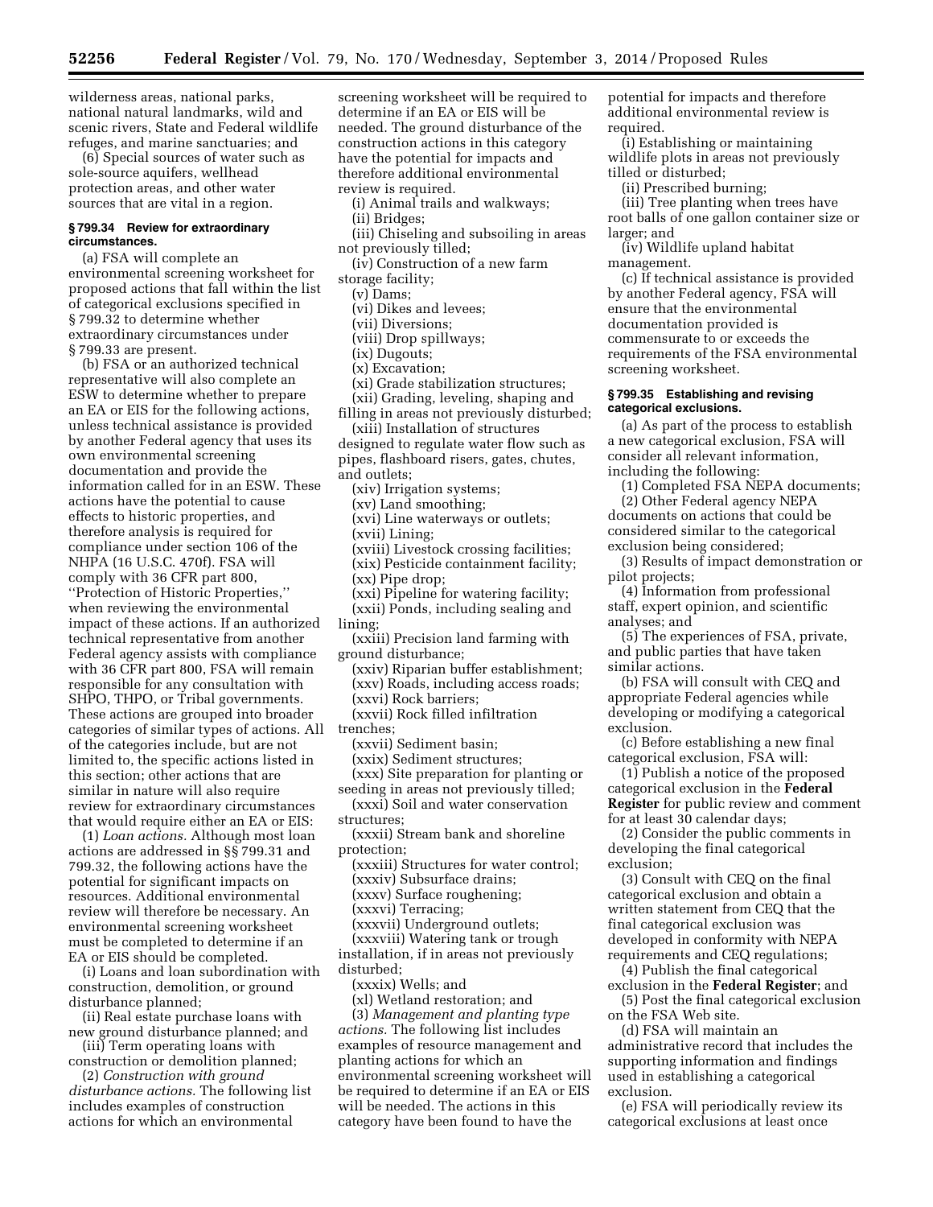wilderness areas, national parks, national natural landmarks, wild and scenic rivers, State and Federal wildlife refuges, and marine sanctuaries; and

(6) Special sources of water such as sole-source aquifers, wellhead protection areas, and other water sources that are vital in a region.

### § 799.34 Review for extraordinary circumstances.

(a) FSA will complete an environmental screening worksheet for proposed actions that fall within the list of categorical exclusions specified in § 799.32 to determine whether extraordinary circumstances under § 799.33 are present.

(b) FSA or an authorized technical representative will also complete an ESW to determine whether to prepare an EA or EIS for the following actions, unless technical assistance is provided by another Federal agency that uses its own environmental screening documentation and provide the information called for in an ESW. These actions have the potential to cause effects to historic properties, and therefore analysis is required for compliance under section 106 of the NHPA (16 U.S.C. 470f). FSA will comply with 36 CFR part 800, ''Protection of Historic Properties,'' when reviewing the environmental impact of these actions. If an authorized technical representative from another Federal agency assists with compliance with 36 CFR part 800, FSA will remain responsible for any consultation with SHPO, THPO, or Tribal governments. These actions are grouped into broader categories of similar types of actions. All of the categories include, but are not limited to, the specific actions listed in this section; other actions that are similar in nature will also require review for extraordinary circumstances that would require either an EA or EIS:

(1) *Loan actions.* Although most loan actions are addressed in §§ 799.31 and 799.32, the following actions have the potential for significant impacts on resources. Additional environmental review will therefore be necessary. An environmental screening worksheet must be completed to determine if an EA or EIS should be completed.

(i) Loans and loan subordination with construction, demolition, or ground disturbance planned;

(ii) Real estate purchase loans with new ground disturbance planned; and

(iii) Term operating loans with construction or demolition planned;

(2) *Construction with ground disturbance actions.* The following list includes examples of construction actions for which an environmental screening worksheet will be required to determine if an EA or EIS will be needed. The ground disturbance of the construction actions in this category have the potential for impacts and therefore additional environmental review is required.

(i) Animal trails and walkways;

(ii) Bridges;

(iii) Chiseling and subsoiling in areas not previously tilled;

(iv) Construction of a new farm storage facility;

(v) Dams;

(vi) Dikes and levees;

(vii) Diversions;

(viii) Drop spillways;

(ix) Dugouts;

(x) Excavation;

(xi) Grade stabilization structures;

(xii) Grading, leveling, shaping and filling in areas not previously disturbed;

(xiii) Installation of structures designed to regulate water flow such as pipes, flashboard risers, gates, chutes, and outlets;

(xiv) Irrigation systems;

(xv) Land smoothing;

(xvi) Line waterways or outlets;

(xvii) Lining;

(xviii) Livestock crossing facilities;

(xix) Pesticide containment facility;

(xx) Pipe drop;

(xxi) Pipeline for watering facility;

(xxii) Ponds, including sealing and lining;

(xxiii) Precision land farming with ground disturbance;

(xxiv) Riparian buffer establishment;

(xxv) Roads, including access roads;

(xxvi) Rock barriers;

(xxvii) Rock filled infiltration trenches;

(xxvii) Sediment basin;

(xxix) Sediment structures;

(xxx) Site preparation for planting or seeding in areas not previously tilled;

(xxxi) Soil and water conservation structures;

(xxxii) Stream bank and shoreline protection;

(xxxiii) Structures for water control;

(xxxiv) Subsurface drains;

(xxxv) Surface roughening;

(xxxvi) Terracing;

(xxxvii) Underground outlets;

(xxxviii) Watering tank or trough installation, if in areas not previously disturbed;

(xxxix) Wells; and

(xl) Wetland restoration; and

(3) *Management and planting type actions.* The following list includes examples of resource management and planting actions for which an environmental screening worksheet will be required to determine if an EA or EIS will be needed. The actions in this category have been found to have the potential for impacts and therefore additional environmental review is required.

(i) Establishing or maintaining wildlife plots in areas not previously tilled or disturbed;

(ii) Prescribed burning;

(iii) Tree planting when trees have root balls of one gallon container size or larger; and

(iv) Wildlife upland habitat management.

(c) If technical assistance is provided by another Federal agency, FSA will ensure that the environmental documentation provided is commensurate to or exceeds the requirements of the FSA environmental screening worksheet.

### § 799.35 Establishing and revising categorical exclusions.

(a) As part of the process to establish a new categorical exclusion, FSA will consider all relevant information, including the following:

(1) Completed FSA NEPA documents;

(2) Other Federal agency NEPA documents on actions that could be considered similar to the categorical exclusion being considered;

(3) Results of impact demonstration or pilot projects;

(4) Information from professional staff, expert opinion, and scientific analyses; and

(5) The experiences of FSA, private, and public parties that have taken similar actions.

(b) FSA will consult with CEQ and appropriate Federal agencies while developing or modifying a categorical exclusion.

(c) Before establishing a new final categorical exclusion, FSA will:

(1) Publish a notice of the proposed categorical exclusion in the **Federal Register** for public review and comment for at least 30 calendar days;

(2) Consider the public comments in developing the final categorical exclusion;

(3) Consult with CEQ on the final categorical exclusion and obtain a written statement from CEQ that the final categorical exclusion was developed in conformity with NEPA requirements and CEQ regulations;

(4) Publish the final categorical exclusion in the **Federal Register**; and

(5) Post the final categorical exclusion on the FSA Web site.

(d) FSA will maintain an administrative record that includes the supporting information and findings used in establishing a categorical exclusion.

(e) FSA will periodically review its categorical exclusions at least once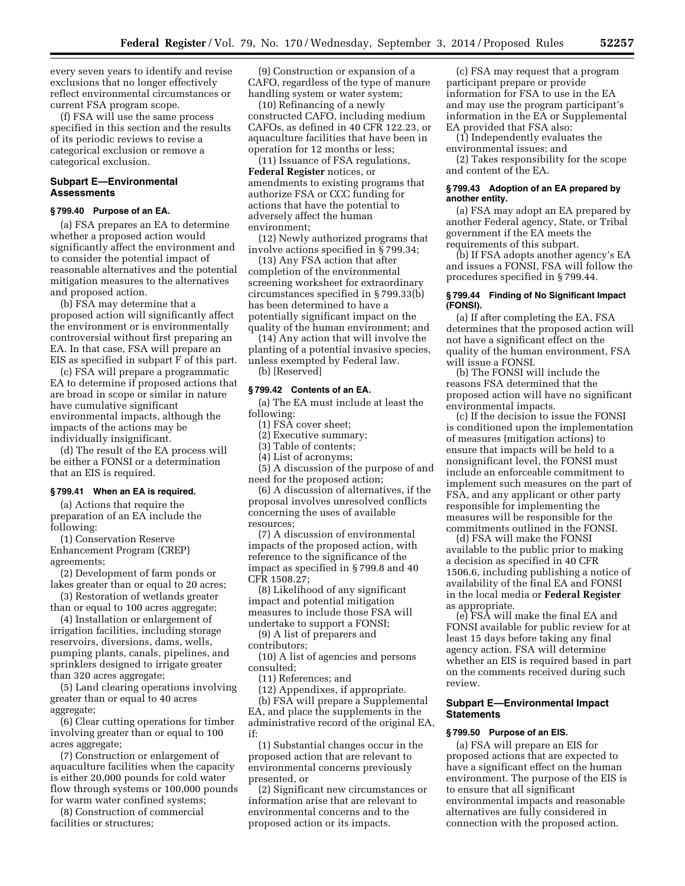every seven years to identify and revise exclusions that no longer effectively reflect environmental circumstances or current FSA program scope.

(f) FSA will use the same process specified in this section and the results of its periodic reviews to revise a categorical exclusion or remove a categorical exclusion.

## Subpart E—Environmental Assessments

### § 799.40 Purpose of an EA.

(a) FSA prepares an EA to determine whether a proposed action would significantly affect the environment and to consider the potential impact of reasonable alternatives and the potential mitigation measures to the alternatives and proposed action.

(b) FSA may determine that a proposed action will significantly affect the environment or is environmentally controversial without first preparing an EA. In that case, FSA will prepare an EIS as specified in subpart F of this part.

(c) FSA will prepare a programmatic EA to determine if proposed actions that are broad in scope or similar in nature have cumulative significant environmental impacts, although the impacts of the actions may be individually insignificant.

(d) The result of the EA process will be either a FONSI or a determination that an EIS is required.

### § 799.41 When an EA is required.

(a) Actions that require the preparation of an EA include the following:

(1) Conservation Reserve Enhancement Program (CREP) agreements;

(2) Development of farm ponds or lakes greater than or equal to 20 acres;

(3) Restoration of wetlands greater than or equal to 100 acres aggregate;

(4) Installation or enlargement of irrigation facilities, including storage reservoirs, diversions, dams, wells, pumping plants, canals, pipelines, and sprinklers designed to irrigate greater than 320 acres aggregate;

(5) Land clearing operations involving greater than or equal to 40 acres aggregate;

(6) Clear cutting operations for timber involving greater than or equal to 100 acres aggregate;

(7) Construction or enlargement of aquaculture facilities when the capacity is either 20,000 pounds for cold water flow through systems or 100,000 pounds for warm water confined systems;

(8) Construction of commercial facilities or structures;

(9) Construction or expansion of a CAFO, regardless of the type of manure handling system or water system;

(10) Refinancing of a newly constructed CAFO, including medium CAFOs, as defined in 40 CFR 122.23, or aquaculture facilities that have been in operation for 12 months or less;

(11) Issuance of FSA regulations, **Federal Register** notices, or amendments to existing programs that authorize FSA or CCC funding for actions that have the potential to adversely affect the human environment;

(12) Newly authorized programs that involve actions specified in § 799.34;

(13) Any FSA action that after completion of the environmental screening worksheet for extraordinary circumstances specified in § 799.33(b) has been determined to have a potentially significant impact on the quality of the human environment; and

(14) Any action that will involve the planting of a potential invasive species, unless exempted by Federal law.

(b) [Reserved]

### § 799.42 Contents of an EA.

(a) The EA must include at least the following:

(1) FSA cover sheet;

(2) Executive summary;

(3) Table of contents;

(4) List of acronyms;

(5) A discussion of the purpose of and need for the proposed action;

(6) A discussion of alternatives, if the proposal involves unresolved conflicts concerning the uses of available resources;

(7) A discussion of environmental impacts of the proposed action, with reference to the significance of the impact as specified in § 799.8 and 40 CFR 1508.27;

(8) Likelihood of any significant impact and potential mitigation measures to include those FSA will undertake to support a FONSI;

(9) A list of preparers and contributors;

(10) A list of agencies and persons consulted;

(11) References; and

(12) Appendixes, if appropriate.

(b) FSA will prepare a Supplemental EA, and place the supplements in the administrative record of the original EA, if:

(1) Substantial changes occur in the proposed action that are relevant to environmental concerns previously presented, or

(2) Significant new circumstances or information arise that are relevant to environmental concerns and to the proposed action or its impacts.

(c) FSA may request that a program participant prepare or provide information for FSA to use in the EA and may use the program participant's information in the EA or Supplemental EA provided that FSA also:

(1) Independently evaluates the environmental issues; and

(2) Takes responsibility for the scope and content of the EA.

### § 799.43 Adoption of an EA prepared by another entity.

(a) FSA may adopt an EA prepared by another Federal agency, State, or Tribal government if the EA meets the requirements of this subpart.

(b) If FSA adopts another agency's EA and issues a FONSI, FSA will follow the procedures specified in § 799.44.

### § 799.44 Finding of No Significant Impact (FONSI).

(a) If after completing the EA, FSA determines that the proposed action will not have a significant effect on the quality of the human environment, FSA will issue a FONSI.

(b) The FONSI will include the reasons FSA determined that the proposed action will have no significant environmental impacts.

(c) If the decision to issue the FONSI is conditioned upon the implementation of measures (mitigation actions) to ensure that impacts will be held to a nonsignificant level, the FONSI must include an enforceable commitment to implement such measures on the part of FSA, and any applicant or other party responsible for implementing the measures will be responsible for the commitments outlined in the FONSI.

(d) FSA will make the FONSI available to the public prior to making a decision as specified in 40 CFR 1506.6, including publishing a notice of availability of the final EA and FONSI in the local media or **Federal Register** as appropriate.

(e) FSA will make the final EA and FONSI available for public review for at least 15 days before taking any final agency action. FSA will determine whether an EIS is required based in part on the comments received during such review.

## Subpart E—Environmental Impact Statements

### § 799.50 Purpose of an EIS.

(a) FSA will prepare an EIS for proposed actions that are expected to have a significant effect on the human environment. The purpose of the EIS is to ensure that all significant environmental impacts and reasonable alternatives are fully considered in connection with the proposed action.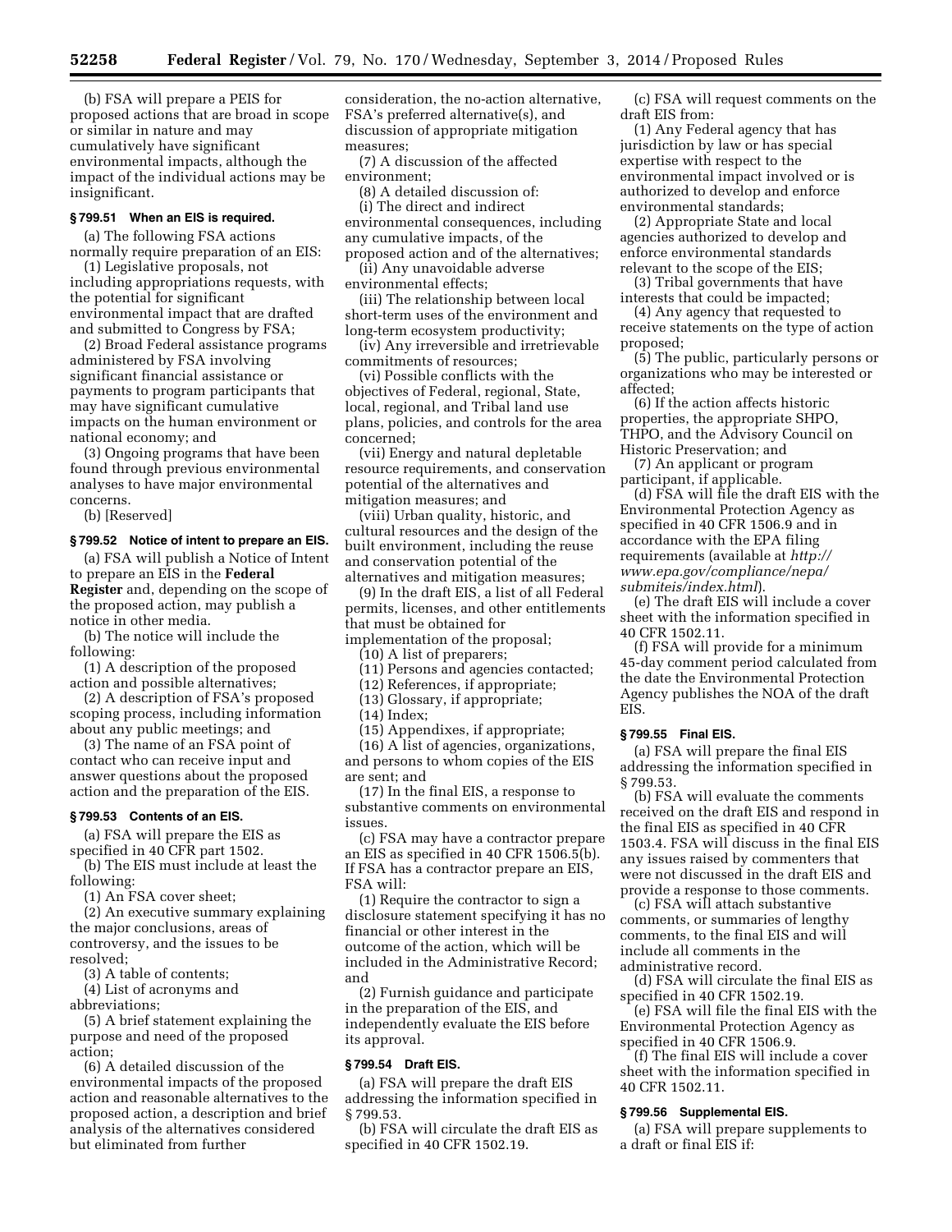(b) FSA will prepare a PEIS for proposed actions that are broad in scope or similar in nature and may cumulatively have significant environmental impacts, although the impact of the individual actions may be insignificant.

### § 799.51 When an EIS is required.

(a) The following FSA actions normally require preparation of an EIS:

(1) Legislative proposals, not including appropriations requests, with the potential for significant environmental impact that are drafted and submitted to Congress by FSA;

(2) Broad Federal assistance programs administered by FSA involving significant financial assistance or payments to program participants that may have significant cumulative impacts on the human environment or national economy; and

(3) Ongoing programs that have been found through previous environmental analyses to have major environmental concerns.

(b) [Reserved]

### § 799.52 Notice of intent to prepare an EIS.

(a) FSA will publish a Notice of Intent to prepare an EIS in the **Federal Register** and, depending on the scope of the proposed action, may publish a notice in other media.

(b) The notice will include the following:

(1) A description of the proposed action and possible alternatives;

(2) A description of FSA's proposed scoping process, including information about any public meetings; and

(3) The name of an FSA point of contact who can receive input and answer questions about the proposed action and the preparation of the EIS.

### § 799.53 Contents of an EIS.

(a) FSA will prepare the EIS as specified in 40 CFR part 1502.

(b) The EIS must include at least the following:

(1) An FSA cover sheet;

(2) An executive summary explaining the major conclusions, areas of controversy, and the issues to be resolved;

(3) A table of contents;

(4) List of acronyms and abbreviations;

(5) A brief statement explaining the purpose and need of the proposed action;

(6) A detailed discussion of the environmental impacts of the proposed action and reasonable alternatives to the proposed action, a description and brief analysis of the alternatives considered but eliminated from further consideration, the no-action alternative, FSA's preferred alternative(s), and discussion of appropriate mitigation measures;

(7) A discussion of the affected environment;

(8) A detailed discussion of:

(i) The direct and indirect environmental consequences, including any cumulative impacts, of the proposed action and of the alternatives;

(ii) Any unavoidable adverse environmental effects;

(iii) The relationship between local short-term uses of the environment and long-term ecosystem productivity;

(iv) Any irreversible and irretrievable commitments of resources;

(vi) Possible conflicts with the objectives of Federal, regional, State, local, regional, and Tribal land use plans, policies, and controls for the area concerned;

(vii) Energy and natural depletable resource requirements, and conservation potential of the alternatives and mitigation measures; and

(viii) Urban quality, historic, and cultural resources and the design of the built environment, including the reuse and conservation potential of the alternatives and mitigation measures;

(9) In the draft EIS, a list of all Federal permits, licenses, and other entitlements that must be obtained for implementation of the proposal;

(10) A list of preparers;

(11) Persons and agencies contacted;

(12) References, if appropriate;

(13) Glossary, if appropriate;

(14) Index;

(15) Appendixes, if appropriate;

(16) A list of agencies, organizations, and persons to whom copies of the EIS are sent; and

(17) In the final EIS, a response to substantive comments on environmental issues.

(c) FSA may have a contractor prepare an EIS as specified in 40 CFR 1506.5(b). If FSA has a contractor prepare an EIS, FSA will:

(1) Require the contractor to sign a disclosure statement specifying it has no financial or other interest in the outcome of the action, which will be included in the Administrative Record; and

(2) Furnish guidance and participate in the preparation of the EIS, and independently evaluate the EIS before its approval.

### § 799.54 Draft EIS.

(a) FSA will prepare the draft EIS addressing the information specified in § 799.53.

(b) FSA will circulate the draft EIS as specified in 40 CFR 1502.19.

(c) FSA will request comments on the draft EIS from:

(1) Any Federal agency that has jurisdiction by law or has special expertise with respect to the environmental impact involved or is authorized to develop and enforce environmental standards;

(2) Appropriate State and local agencies authorized to develop and enforce environmental standards relevant to the scope of the EIS;

(3) Tribal governments that have interests that could be impacted;

(4) Any agency that requested to receive statements on the type of action proposed;

(5) The public, particularly persons or organizations who may be interested or affected;

(6) If the action affects historic properties, the appropriate SHPO, THPO, and the Advisory Council on Historic Preservation; and

(7) An applicant or program participant, if applicable.

(d) FSA will file the draft EIS with the Environmental Protection Agency as specified in 40 CFR 1506.9 and in accordance with the EPA filing requirements (available at *http://www.epa.gov/compliance/nepa/submiteis/index.html*).

(e) The draft EIS will include a cover sheet with the information specified in 40 CFR 1502.11.

(f) FSA will provide for a minimum 45-day comment period calculated from the date the Environmental Protection Agency publishes the NOA of the draft EIS.

### § 799.55 Final EIS.

(a) FSA will prepare the final EIS addressing the information specified in § 799.53.

(b) FSA will evaluate the comments received on the draft EIS and respond in the final EIS as specified in 40 CFR 1503.4. FSA will discuss in the final EIS any issues raised by commenters that were not discussed in the draft EIS and provide a response to those comments.

(c) FSA will attach substantive comments, or summaries of lengthy comments, to the final EIS and will include all comments in the administrative record.

(d) FSA will circulate the final EIS as specified in 40 CFR 1502.19.

(e) FSA will file the final EIS with the Environmental Protection Agency as specified in 40 CFR 1506.9.

(f) The final EIS will include a cover sheet with the information specified in 40 CFR 1502.11.

### § 799.56 Supplemental EIS.

(a) FSA will prepare supplements to a draft or final EIS if: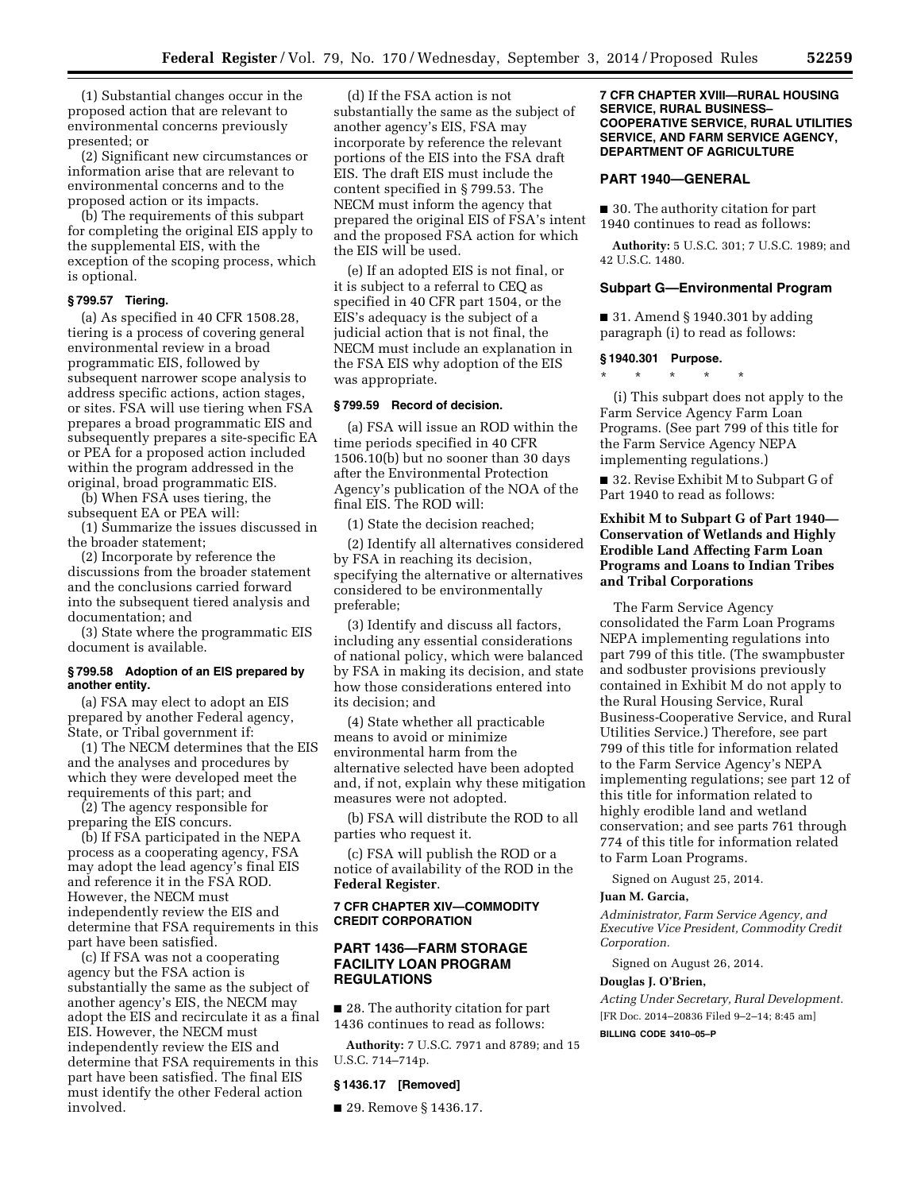(1) Substantial changes occur in the proposed action that are relevant to environmental concerns previously presented; or

(2) Significant new circumstances or information arise that are relevant to environmental concerns and to the proposed action or its impacts.

(b) The requirements of this subpart for completing the original EIS apply to the supplemental EIS, with the exception of the scoping process, which is optional.

**§ 799.57 Tiering.**

(a) As specified in 40 CFR 1508.28, tiering is a process of covering general environmental review in a broad programmatic EIS, followed by subsequent narrower scope analysis to address specific actions, action stages, or sites. FSA will use tiering when FSA prepares a broad programmatic EIS and subsequently prepares a site-specific EA or PEA for a proposed action included within the program addressed in the original, broad programmatic EIS.

(b) When FSA uses tiering, the subsequent EA or PEA will:

(1) Summarize the issues discussed in the broader statement;

(2) Incorporate by reference the discussions from the broader statement and the conclusions carried forward into the subsequent tiered analysis and documentation; and

(3) State where the programmatic EIS document is available.

**§ 799.58 Adoption of an EIS prepared by another entity.**

(a) FSA may elect to adopt an EIS prepared by another Federal agency, State, or Tribal government if:

(1) The NECM determines that the EIS and the analyses and procedures by which they were developed meet the requirements of this part; and

(2) The agency responsible for preparing the EIS concurs.

(b) If FSA participated in the NEPA process as a cooperating agency, FSA may adopt the lead agency's final EIS and reference it in the FSA ROD. However, the NECM must independently review the EIS and determine that FSA requirements in this part have been satisfied.

(c) If FSA was not a cooperating agency but the FSA action is substantially the same as the subject of another agency's EIS, the NECM may adopt the EIS and recirculate it as a final EIS. However, the NECM must independently review the EIS and determine that FSA requirements in this part have been satisfied. The final EIS must identify the other Federal action involved.

(d) If the FSA action is not substantially the same as the subject of another agency's EIS, FSA may incorporate by reference the relevant portions of the EIS into the FSA draft EIS. The draft EIS must include the content specified in § 799.53. The NECM must inform the agency that prepared the original EIS of FSA's intent and the proposed FSA action for which the EIS will be used.

(e) If an adopted EIS is not final, or it is subject to a referral to CEQ as specified in 40 CFR part 1504, or the EIS's adequacy is the subject of a judicial action that is not final, the NECM must include an explanation in the FSA EIS why adoption of the EIS was appropriate.

**§ 799.59 Record of decision.**

(a) FSA will issue an ROD within the time periods specified in 40 CFR 1506.10(b) but no sooner than 30 days after the Environmental Protection Agency's publication of the NOA of the final EIS. The ROD will:

(1) State the decision reached;

(2) Identify all alternatives considered by FSA in reaching its decision, specifying the alternative or alternatives considered to be environmentally preferable;

(3) Identify and discuss all factors, including any essential considerations of national policy, which were balanced by FSA in making its decision, and state how those considerations entered into its decision; and

(4) State whether all practicable means to avoid or minimize environmental harm from the alternative selected have been adopted and, if not, explain why these mitigation measures were not adopted.

(b) FSA will distribute the ROD to all parties who request it.

(c) FSA will publish the ROD or a notice of availability of the ROD in the **Federal Register**.

**7 CFR CHAPTER XIV—COMMODITY CREDIT CORPORATION**

## PART 1436—FARM STORAGE FACILITY LOAN PROGRAM REGULATIONS

■ 28. The authority citation for part 1436 continues to read as follows:

**Authority:** 7 U.S.C. 7971 and 8789; and 15 U.S.C. 714–714p.

**§ 1436.17 [Removed]**

■ 29. Remove § 1436.17.

**7 CFR CHAPTER XVIII—RURAL HOUSING SERVICE, RURAL BUSINESS–COOPERATIVE SERVICE, RURAL UTILITIES SERVICE, AND FARM SERVICE AGENCY, DEPARTMENT OF AGRICULTURE**

## PART 1940—GENERAL

■ 30. The authority citation for part 1940 continues to read as follows:

**Authority:** 5 U.S.C. 301; 7 U.S.C. 1989; and 42 U.S.C. 1480.

### Subpart G—Environmental Program

■ 31. Amend § 1940.301 by adding paragraph (i) to read as follows:

**§ 1940.301 Purpose.**

\* \* \* \* \*

(i) This subpart does not apply to the Farm Service Agency Farm Loan Programs. (See part 799 of this title for the Farm Service Agency NEPA implementing regulations.)

■ 32. Revise Exhibit M to Subpart G of Part 1940 to read as follows:

### Exhibit M to Subpart G of Part 1940—Conservation of Wetlands and Highly Erodible Land Affecting Farm Loan Programs and Loans to Indian Tribes and Tribal Corporations

The Farm Service Agency consolidated the Farm Loan Programs NEPA implementing regulations into part 799 of this title. (The swampbuster and sodbuster provisions previously contained in Exhibit M do not apply to the Rural Housing Service, Rural Business-Cooperative Service, and Rural Utilities Service.) Therefore, see part 799 of this title for information related to the Farm Service Agency's NEPA implementing regulations; see part 12 of this title for information related to highly erodible land and wetland conservation; and see parts 761 through 774 of this title for information related to Farm Loan Programs.

Signed on August 25, 2014.

**Juan M. Garcia,**

*Administrator, Farm Service Agency, and Executive Vice President, Commodity Credit Corporation.*

Signed on August 26, 2014.

**Douglas J. O'Brien,**

*Acting Under Secretary, Rural Development.*

[FR Doc. 2014–20836 Filed 9–2–14; 8:45 am]

**BILLING CODE 3410–05–P**